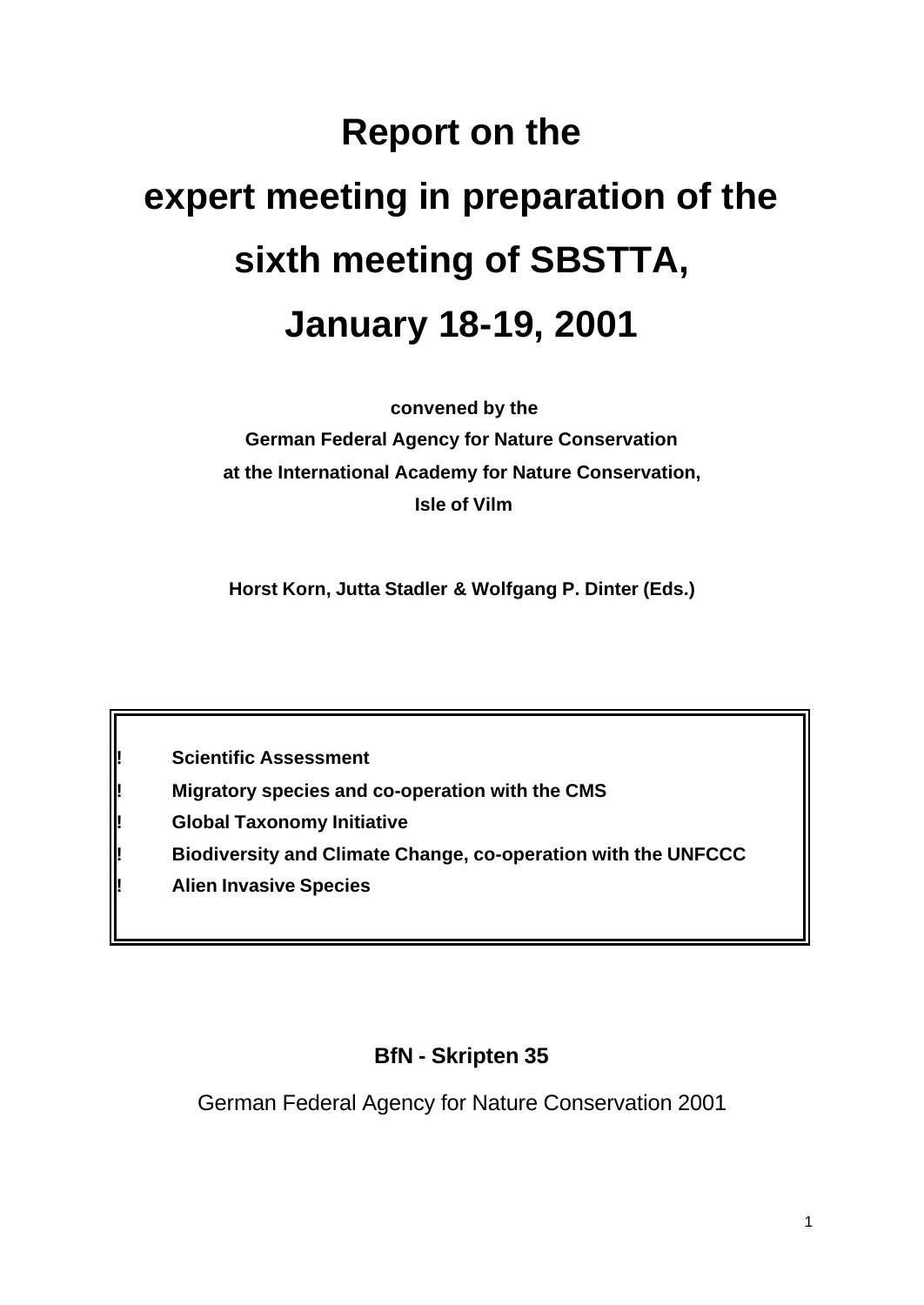# Report on the expert meeting in preparation of the sixth meeting of SBSTTA, January 18-19, 2001

**convened by the**
**German Federal Agency for Nature Conservation**
**at the International Academy for Nature Conservation,**
**Isle of Vilm**

**Horst Korn, Jutta Stadler & Wolfgang P. Dinter (Eds.)**

- **Scientific Assessment**
- **Migratory species and co-operation with the CMS**
- **Global Taxonomy Initiative**
- **Biodiversity and Climate Change, co-operation with the UNFCCC**
- **Alien Invasive Species**

**BfN - Skripten 35**

German Federal Agency for Nature Conservation 2001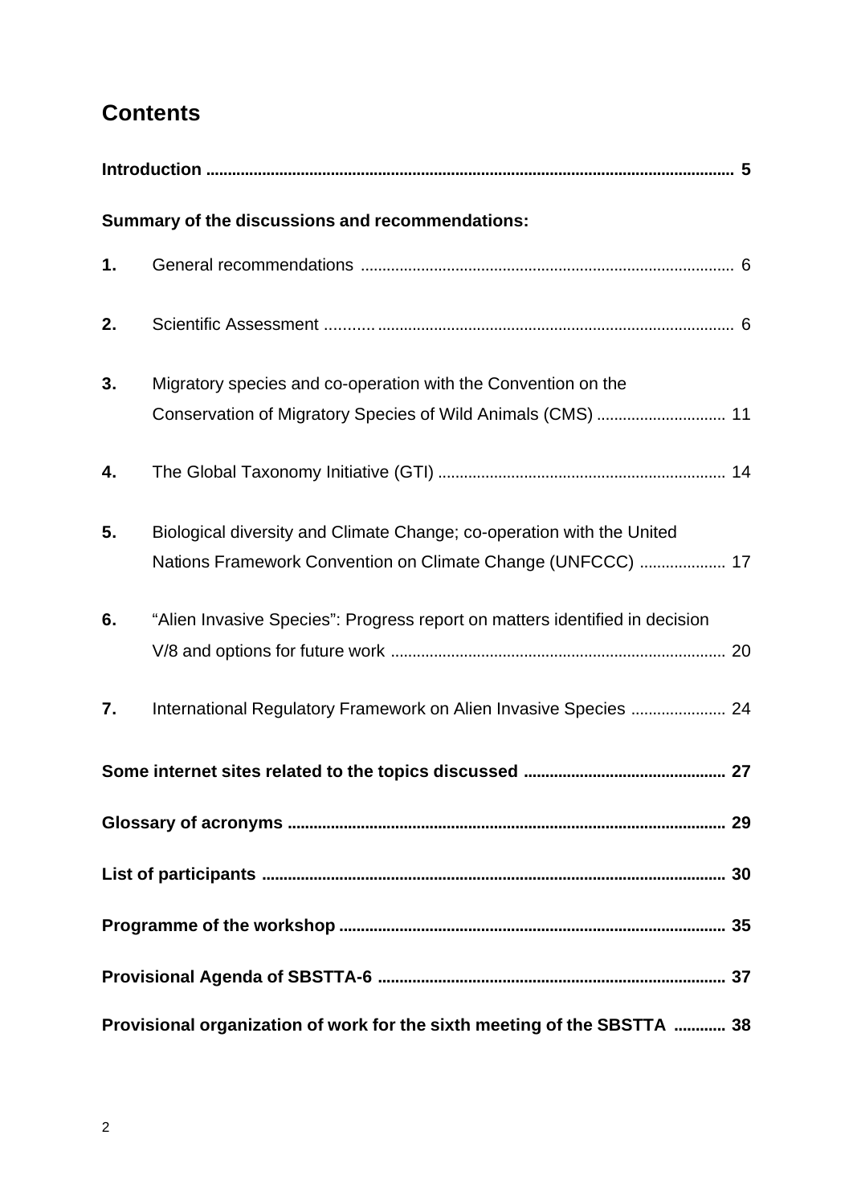## Contents

**Introduction** ........................................................................................................... **5**

**Summary of the discussions and recommendations:**

**1.** General recommendations ...................................................................................... 6

**2.** Scientific Assessment ............................................................................................ 6

**3.** Migratory species and co-operation with the Convention on the Conservation of Migratory Species of Wild Animals (CMS) ............................. 11

**4.** The Global Taxonomy Initiative (GTI) ................................................................... 14

**5.** Biological diversity and Climate Change; co-operation with the United Nations Framework Convention on Climate Change (UNFCCC) .................... 17

**6.** "Alien Invasive Species": Progress report on matters identified in decision V/8 and options for future work ............................................................................ 20

**7.** International Regulatory Framework on Alien Invasive Species ...................... 24

**Some internet sites related to the topics discussed** .............................................. **27**

**Glossary of acronyms** .................................................................................................... **29**

**List of participants** .......................................................................................................... **30**

**Programme of the workshop** ......................................................................................... **35**

**Provisional Agenda of SBSTTA-6** ................................................................................ **37**

**Provisional organization of work for the sixth meeting of the SBSTTA** ............ **38**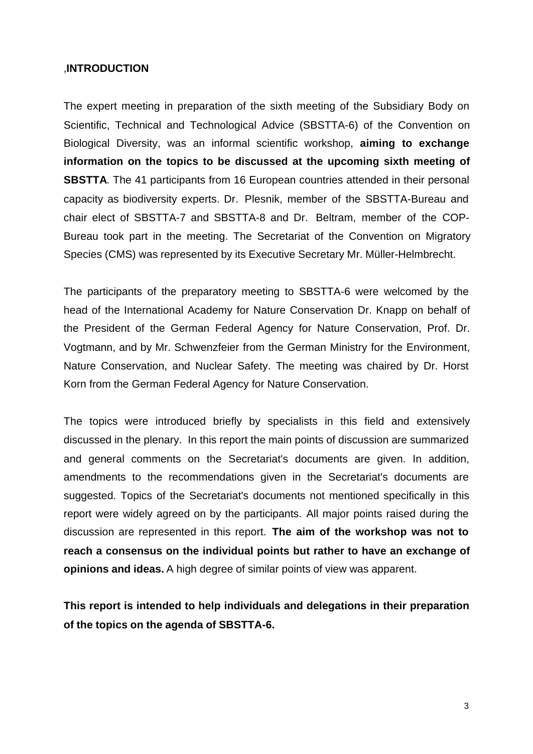## ,INTRODUCTION

The expert meeting in preparation of the sixth meeting of the Subsidiary Body on Scientific, Technical and Technological Advice (SBSTTA-6) of the Convention on Biological Diversity, was an informal scientific workshop, **aiming to exchange information on the topics to be discussed at the upcoming sixth meeting of SBSTTA**. The 41 participants from 16 European countries attended in their personal capacity as biodiversity experts. Dr. Plesnik, member of the SBSTTA-Bureau and chair elect of SBSTTA-7 and SBSTTA-8 and Dr. Beltram, member of the COP-Bureau took part in the meeting. The Secretariat of the Convention on Migratory Species (CMS) was represented by its Executive Secretary Mr. Müller-Helmbrecht.

The participants of the preparatory meeting to SBSTTA-6 were welcomed by the head of the International Academy for Nature Conservation Dr. Knapp on behalf of the President of the German Federal Agency for Nature Conservation, Prof. Dr. Vogtmann, and by Mr. Schwenzfeier from the German Ministry for the Environment, Nature Conservation, and Nuclear Safety. The meeting was chaired by Dr. Horst Korn from the German Federal Agency for Nature Conservation.

The topics were introduced briefly by specialists in this field and extensively discussed in the plenary. In this report the main points of discussion are summarized and general comments on the Secretariat's documents are given. In addition, amendments to the recommendations given in the Secretariat's documents are suggested. Topics of the Secretariat's documents not mentioned specifically in this report were widely agreed on by the participants. All major points raised during the discussion are represented in this report. **The aim of the workshop was not to reach a consensus on the individual points but rather to have an exchange of opinions and ideas.** A high degree of similar points of view was apparent.

**This report is intended to help individuals and delegations in their preparation of the topics on the agenda of SBSTTA-6.**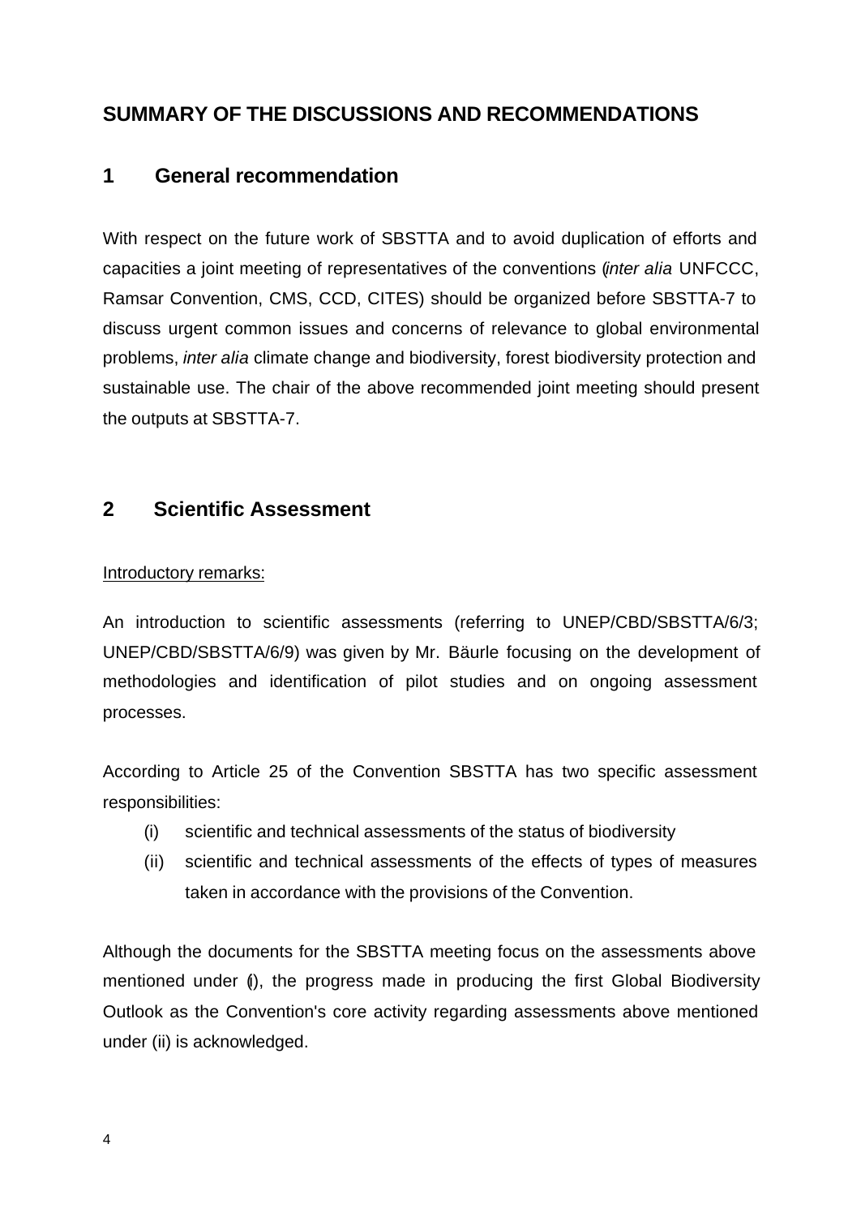# SUMMARY OF THE DISCUSSIONS AND RECOMMENDATIONS

## 1 General recommendation

With respect on the future work of SBSTTA and to avoid duplication of efforts and capacities a joint meeting of representatives of the conventions (*inter alia* UNFCCC, Ramsar Convention, CMS, CCD, CITES) should be organized before SBSTTA-7 to discuss urgent common issues and concerns of relevance to global environmental problems, *inter alia* climate change and biodiversity, forest biodiversity protection and sustainable use. The chair of the above recommended joint meeting should present the outputs at SBSTTA-7.

## 2 Scientific Assessment

Introductory remarks:

An introduction to scientific assessments (referring to UNEP/CBD/SBSTTA/6/3; UNEP/CBD/SBSTTA/6/9) was given by Mr. Bäurle focusing on the development of methodologies and identification of pilot studies and on ongoing assessment processes.

According to Article 25 of the Convention SBSTTA has two specific assessment responsibilities:

(i) scientific and technical assessments of the status of biodiversity

(ii) scientific and technical assessments of the effects of types of measures taken in accordance with the provisions of the Convention.

Although the documents for the SBSTTA meeting focus on the assessments above mentioned under (i), the progress made in producing the first Global Biodiversity Outlook as the Convention's core activity regarding assessments above mentioned under (ii) is acknowledged.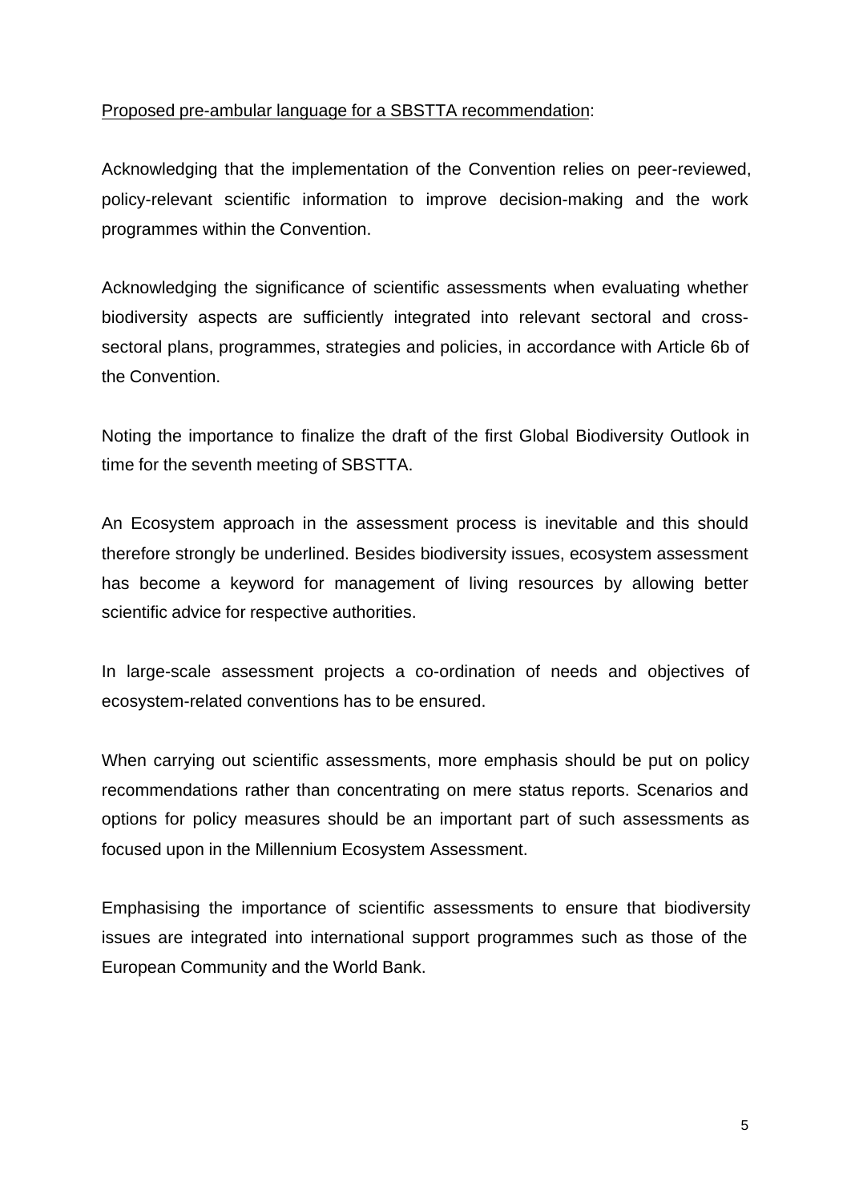<u>Proposed pre-ambular language for a SBSTTA recommendation</u>:

Acknowledging that the implementation of the Convention relies on peer-reviewed, policy-relevant scientific information to improve decision-making and the work programmes within the Convention.

Acknowledging the significance of scientific assessments when evaluating whether biodiversity aspects are sufficiently integrated into relevant sectoral and cross-sectoral plans, programmes, strategies and policies, in accordance with Article 6b of the Convention.

Noting the importance to finalize the draft of the first Global Biodiversity Outlook in time for the seventh meeting of SBSTTA.

An Ecosystem approach in the assessment process is inevitable and this should therefore strongly be underlined. Besides biodiversity issues, ecosystem assessment has become a keyword for management of living resources by allowing better scientific advice for respective authorities.

In large-scale assessment projects a co-ordination of needs and objectives of ecosystem-related conventions has to be ensured.

When carrying out scientific assessments, more emphasis should be put on policy recommendations rather than concentrating on mere status reports. Scenarios and options for policy measures should be an important part of such assessments as focused upon in the Millennium Ecosystem Assessment.

Emphasising the importance of scientific assessments to ensure that biodiversity issues are integrated into international support programmes such as those of the European Community and the World Bank.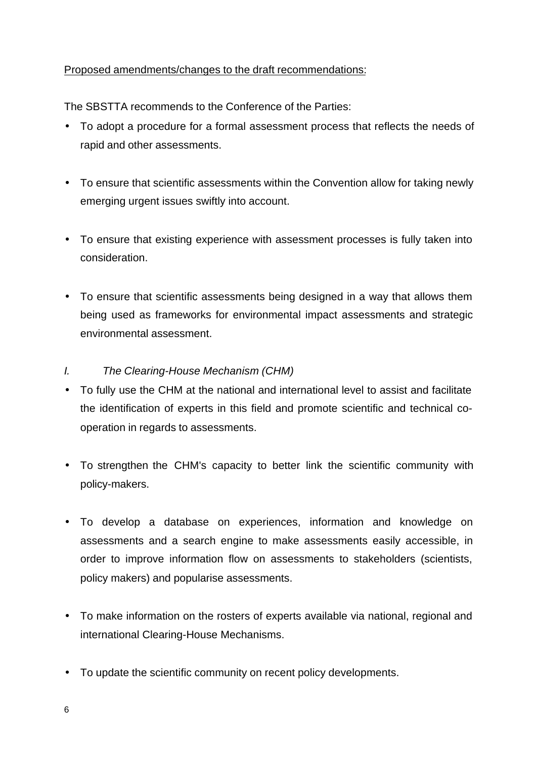<u>Proposed amendments/changes to the draft recommendations</u>:

The SBSTTA recommends to the Conference of the Parties:

- To adopt a procedure for a formal assessment process that reflects the needs of rapid and other assessments.
- To ensure that scientific assessments within the Convention allow for taking newly emerging urgent issues swiftly into account.
- To ensure that existing experience with assessment processes is fully taken into consideration.
- To ensure that scientific assessments being designed in a way that allows them being used as frameworks for environmental impact assessments and strategic environmental assessment.

*I. The Clearing-House Mechanism (CHM)*

- To fully use the CHM at the national and international level to assist and facilitate the identification of experts in this field and promote scientific and technical co-operation in regards to assessments.
- To strengthen the CHM's capacity to better link the scientific community with policy-makers.
- To develop a database on experiences, information and knowledge on assessments and a search engine to make assessments easily accessible, in order to improve information flow on assessments to stakeholders (scientists, policy makers) and popularise assessments.
- To make information on the rosters of experts available via national, regional and international Clearing-House Mechanisms.
- To update the scientific community on recent policy developments.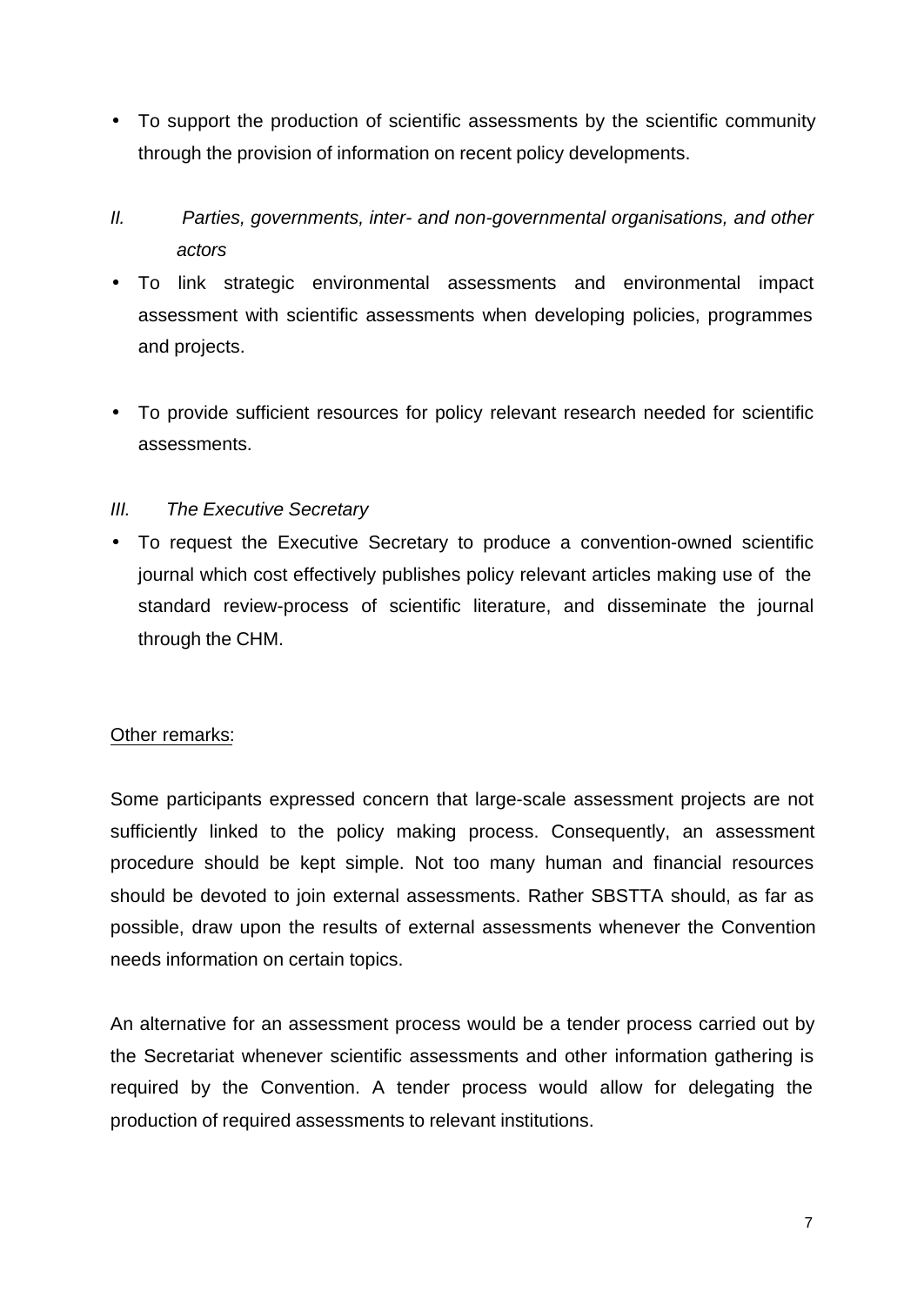- To support the production of scientific assessments by the scientific community through the provision of information on recent policy developments.

*II. Parties, governments, inter- and non-governmental organisations, and other actors*

- To link strategic environmental assessments and environmental impact assessment with scientific assessments when developing policies, programmes and projects.

- To provide sufficient resources for policy relevant research needed for scientific assessments.

*III. The Executive Secretary*

- To request the Executive Secretary to produce a convention-owned scientific journal which cost effectively publishes policy relevant articles making use of the standard review-process of scientific literature, and disseminate the journal through the CHM.

<u>Other remarks</u>:

Some participants expressed concern that large-scale assessment projects are not sufficiently linked to the policy making process. Consequently, an assessment procedure should be kept simple. Not too many human and financial resources should be devoted to join external assessments. Rather SBSTTA should, as far as possible, draw upon the results of external assessments whenever the Convention needs information on certain topics.

An alternative for an assessment process would be a tender process carried out by the Secretariat whenever scientific assessments and other information gathering is required by the Convention. A tender process would allow for delegating the production of required assessments to relevant institutions.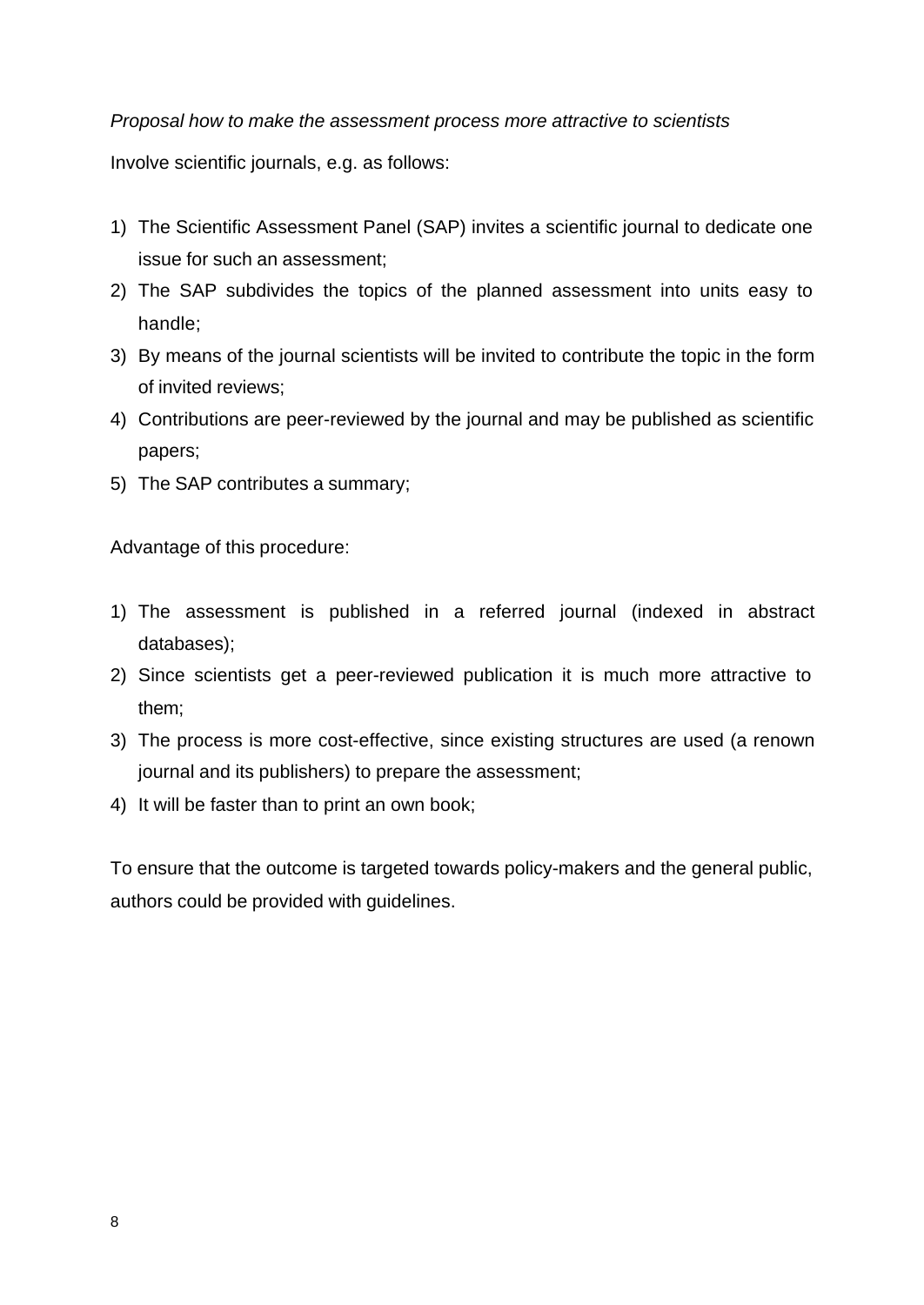*Proposal how to make the assessment process more attractive to scientists*

Involve scientific journals, e.g. as follows:

1) The Scientific Assessment Panel (SAP) invites a scientific journal to dedicate one issue for such an assessment;
2) The SAP subdivides the topics of the planned assessment into units easy to handle;
3) By means of the journal scientists will be invited to contribute the topic in the form of invited reviews;
4) Contributions are peer-reviewed by the journal and may be published as scientific papers;
5) The SAP contributes a summary;

Advantage of this procedure:

1) The assessment is published in a referred journal (indexed in abstract databases);
2) Since scientists get a peer-reviewed publication it is much more attractive to them;
3) The process is more cost-effective, since existing structures are used (a renown journal and its publishers) to prepare the assessment;
4) It will be faster than to print an own book;

To ensure that the outcome is targeted towards policy-makers and the general public, authors could be provided with guidelines.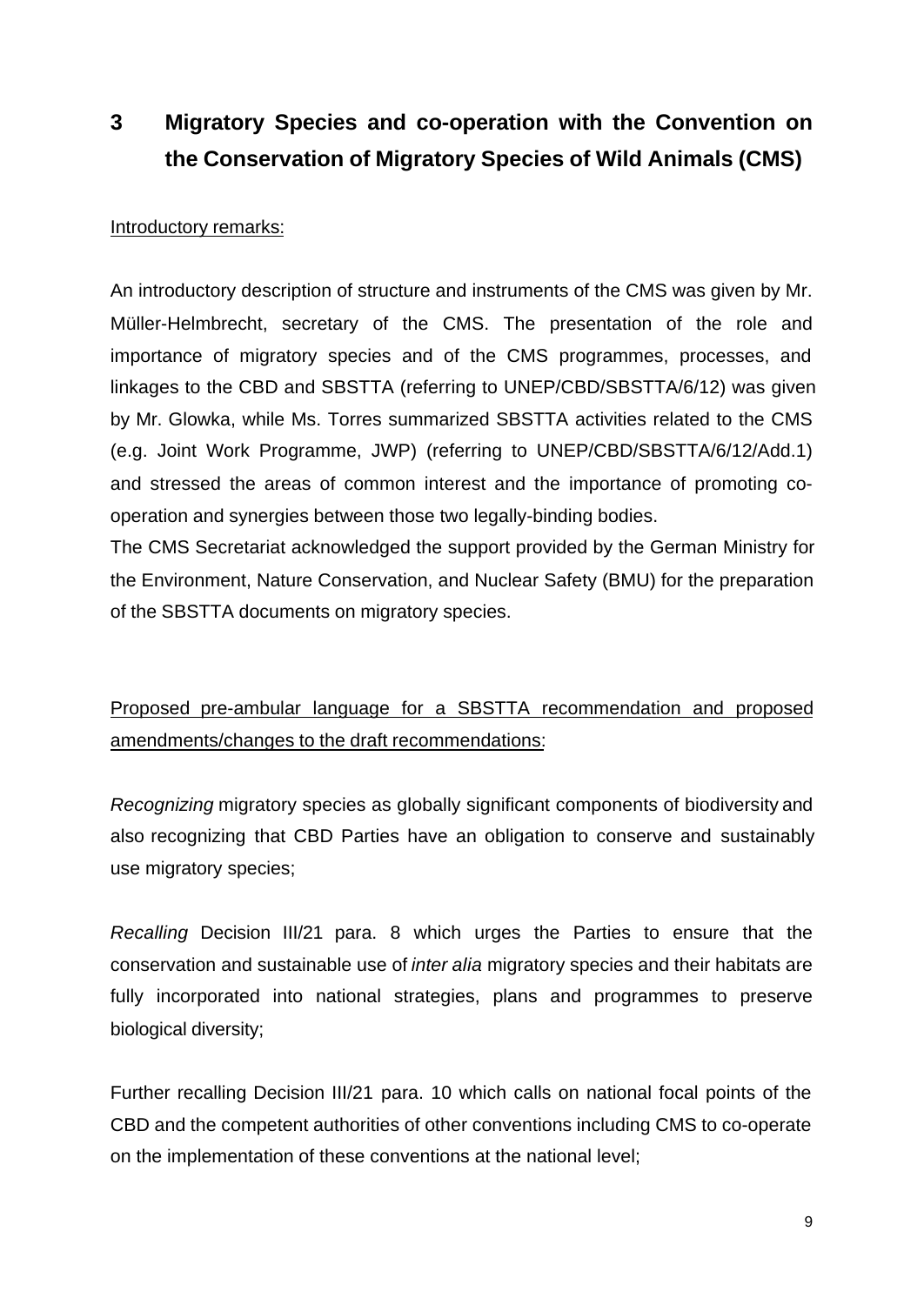## 3 Migratory Species and co-operation with the Convention on the Conservation of Migratory Species of Wild Animals (CMS)

Introductory remarks:

An introductory description of structure and instruments of the CMS was given by Mr. Müller-Helmbrecht, secretary of the CMS. The presentation of the role and importance of migratory species and of the CMS programmes, processes, and linkages to the CBD and SBSTTA (referring to UNEP/CBD/SBSTTA/6/12) was given by Mr. Glowka, while Ms. Torres summarized SBSTTA activities related to the CMS (e.g. Joint Work Programme, JWP) (referring to UNEP/CBD/SBSTTA/6/12/Add.1) and stressed the areas of common interest and the importance of promoting co-operation and synergies between those two legally-binding bodies.

The CMS Secretariat acknowledged the support provided by the German Ministry for the Environment, Nature Conservation, and Nuclear Safety (BMU) for the preparation of the SBSTTA documents on migratory species.

Proposed pre-ambular language for a SBSTTA recommendation and proposed amendments/changes to the draft recommendations:

*Recognizing* migratory species as globally significant components of biodiversity and also recognizing that CBD Parties have an obligation to conserve and sustainably use migratory species;

*Recalling* Decision III/21 para. 8 which urges the Parties to ensure that the conservation and sustainable use of *inter alia* migratory species and their habitats are fully incorporated into national strategies, plans and programmes to preserve biological diversity;

Further recalling Decision III/21 para. 10 which calls on national focal points of the CBD and the competent authorities of other conventions including CMS to co-operate on the implementation of these conventions at the national level;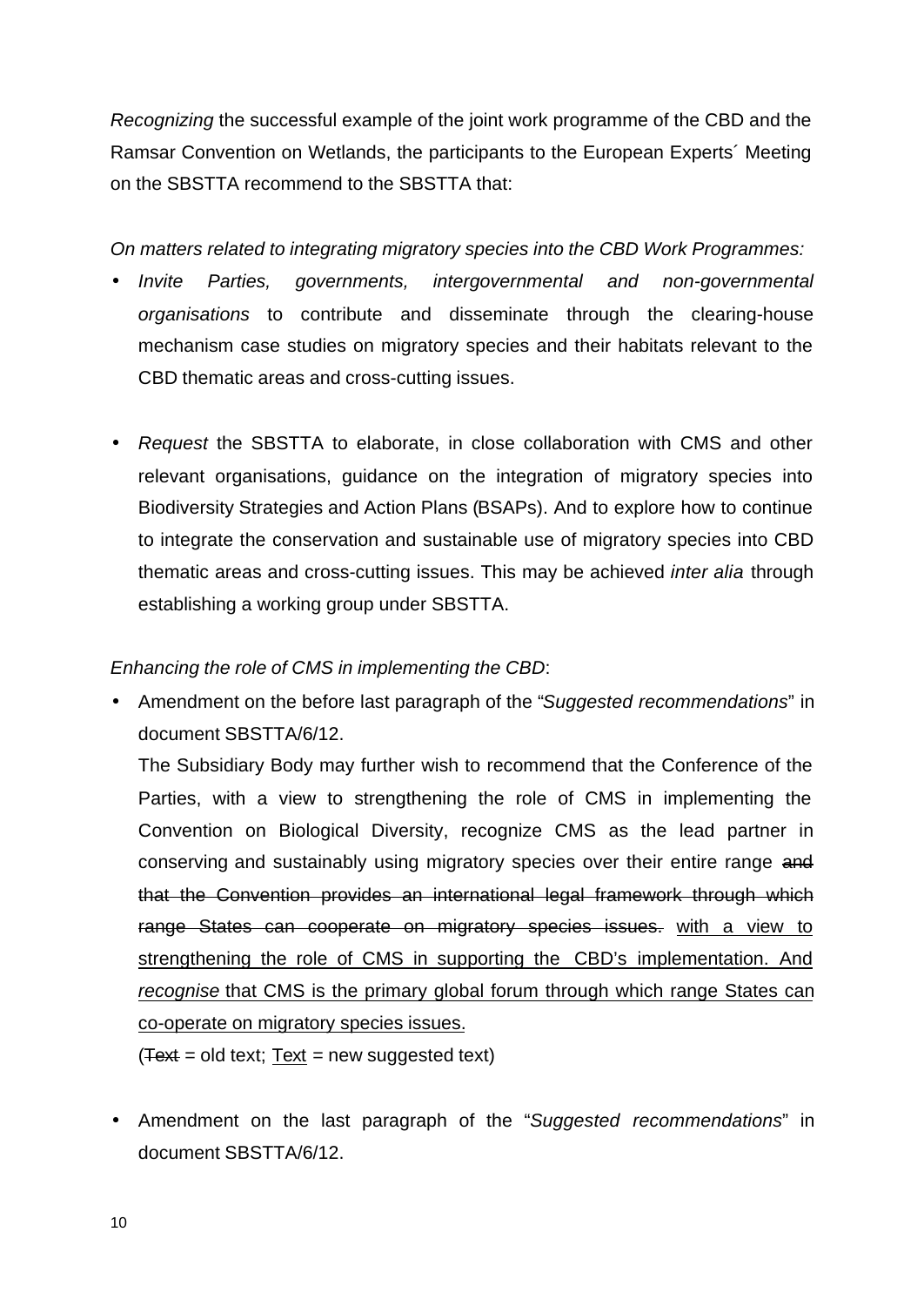*Recognizing* the successful example of the joint work programme of the CBD and the Ramsar Convention on Wetlands, the participants to the European Experts´ Meeting on the SBSTTA recommend to the SBSTTA that:

*On matters related to integrating migratory species into the CBD Work Programmes:*

- *Invite Parties, governments, intergovernmental and non-governmental organisations* to contribute and disseminate through the clearing-house mechanism case studies on migratory species and their habitats relevant to the CBD thematic areas and cross-cutting issues.

- *Request* the SBSTTA to elaborate, in close collaboration with CMS and other relevant organisations, guidance on the integration of migratory species into Biodiversity Strategies and Action Plans (BSAPs). And to explore how to continue to integrate the conservation and sustainable use of migratory species into CBD thematic areas and cross-cutting issues. This may be achieved *inter alia* through establishing a working group under SBSTTA.

*Enhancing the role of CMS in implementing the CBD*:

- Amendment on the before last paragraph of the "*Suggested recommendations*" in document SBSTTA/6/12.

  The Subsidiary Body may further wish to recommend that the Conference of the Parties, with a view to strengthening the role of CMS in implementing the Convention on Biological Diversity, recognize CMS as the lead partner in conserving and sustainably using migratory species over their entire range ~~and that the Convention provides an international legal framework through which range States can cooperate on migratory species issues.~~ <u>with a view to strengthening the role of CMS in supporting the CBD's implementation. And *recognise* that CMS is the primary global forum through which range States can co-operate on migratory species issues.</u>

  (~~Text~~ = old text; <u>Text</u> = new suggested text)

- Amendment on the last paragraph of the "*Suggested recommendations*" in document SBSTTA/6/12.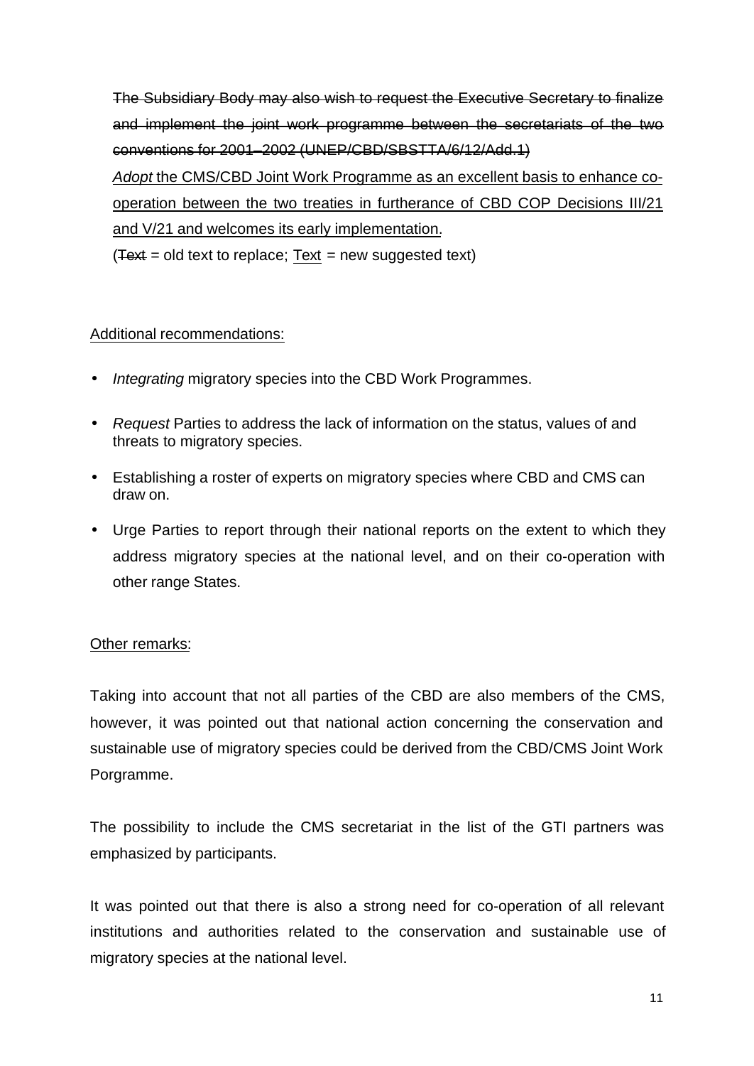~~The Subsidiary Body may also wish to request the Executive Secretary to finalize and implement the joint work programme between the secretariats of the two conventions for 2001–2002 (UNEP/CBD/SBSTTA/6/12/Add.1)~~

<u>*Adopt* the CMS/CBD Joint Work Programme as an excellent basis to enhance co-operation between the two treaties in furtherance of CBD COP Decisions III/21 and V/21 and welcomes its early implementation</u>.

(~~Text~~ = old text to replace; <u>Text</u> = new suggested text)

<u>Additional recommendations:</u>

- *Integrating* migratory species into the CBD Work Programmes.
- *Request* Parties to address the lack of information on the status, values of and threats to migratory species.
- Establishing a roster of experts on migratory species where CBD and CMS can draw on.
- Urge Parties to report through their national reports on the extent to which they address migratory species at the national level, and on their co-operation with other range States.

<u>Other remarks</u>:

Taking into account that not all parties of the CBD are also members of the CMS, however, it was pointed out that national action concerning the conservation and sustainable use of migratory species could be derived from the CBD/CMS Joint Work Porgramme.

The possibility to include the CMS secretariat in the list of the GTI partners was emphasized by participants.

It was pointed out that there is also a strong need for co-operation of all relevant institutions and authorities related to the conservation and sustainable use of migratory species at the national level.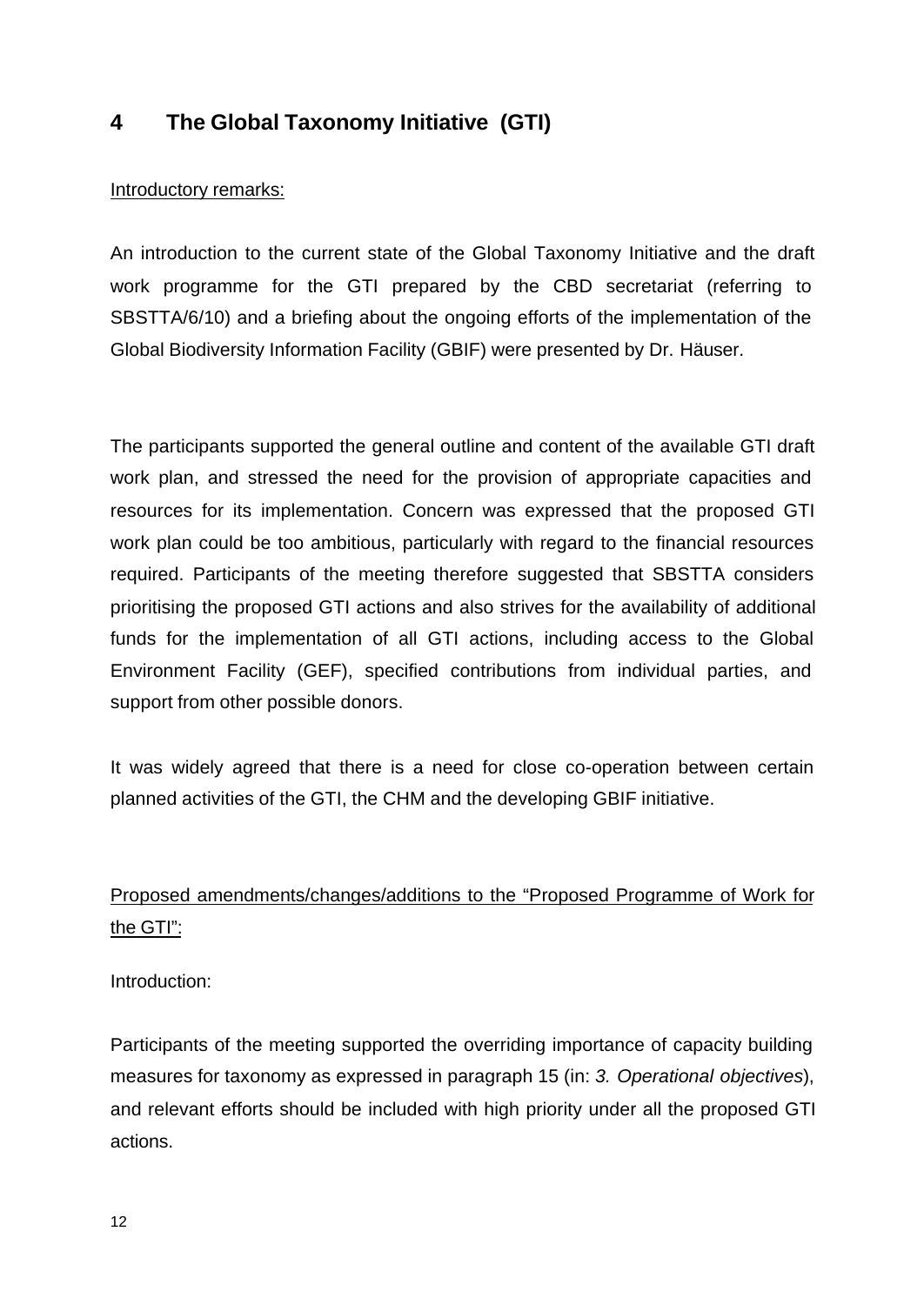# 4 The Global Taxonomy Initiative (GTI)

Introductory remarks:

An introduction to the current state of the Global Taxonomy Initiative and the draft work programme for the GTI prepared by the CBD secretariat (referring to SBSTTA/6/10) and a briefing about the ongoing efforts of the implementation of the Global Biodiversity Information Facility (GBIF) were presented by Dr. Häuser.

The participants supported the general outline and content of the available GTI draft work plan, and stressed the need for the provision of appropriate capacities and resources for its implementation. Concern was expressed that the proposed GTI work plan could be too ambitious, particularly with regard to the financial resources required. Participants of the meeting therefore suggested that SBSTTA considers prioritising the proposed GTI actions and also strives for the availability of additional funds for the implementation of all GTI actions, including access to the Global Environment Facility (GEF), specified contributions from individual parties, and support from other possible donors.

It was widely agreed that there is a need for close co-operation between certain planned activities of the GTI, the CHM and the developing GBIF initiative.

Proposed amendments/changes/additions to the "Proposed Programme of Work for the GTI":

Introduction:

Participants of the meeting supported the overriding importance of capacity building measures for taxonomy as expressed in paragraph 15 (in: *3. Operational objectives*), and relevant efforts should be included with high priority under all the proposed GTI actions.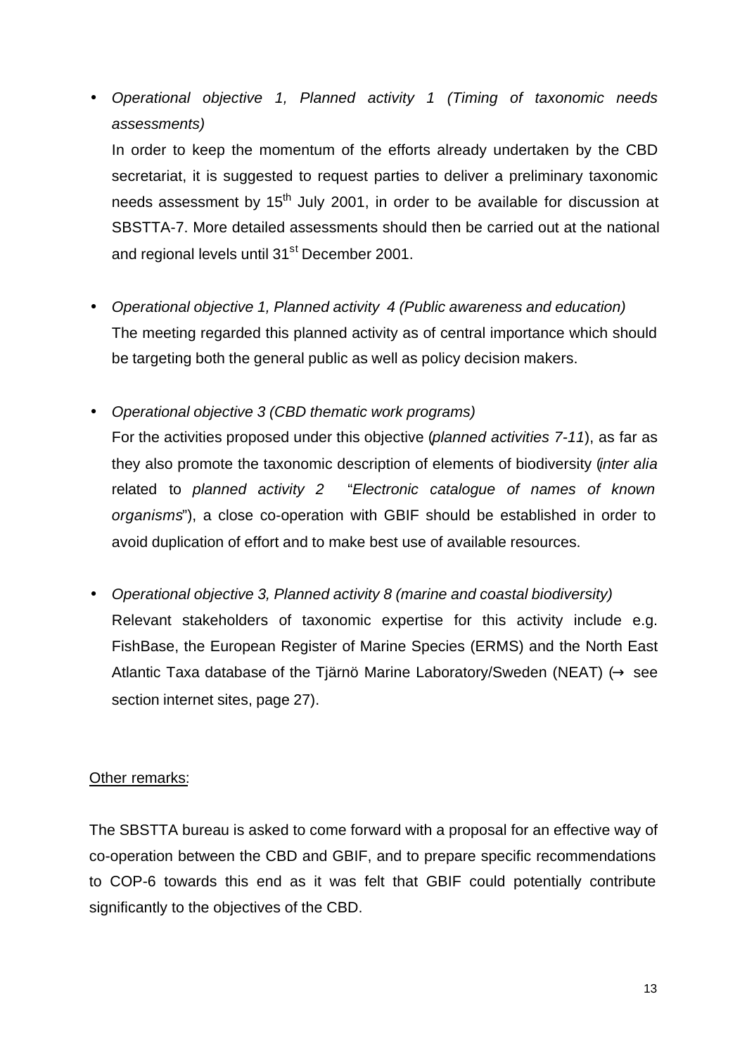- *Operational objective 1, Planned activity 1 (Timing of taxonomic needs assessments)*

  In order to keep the momentum of the efforts already undertaken by the CBD secretariat, it is suggested to request parties to deliver a preliminary taxonomic needs assessment by 15th July 2001, in order to be available for discussion at SBSTTA-7. More detailed assessments should then be carried out at the national and regional levels until 31st December 2001.

- *Operational objective 1, Planned activity 4 (Public awareness and education)*

  The meeting regarded this planned activity as of central importance which should be targeting both the general public as well as policy decision makers.

- *Operational objective 3 (CBD thematic work programs)*

  For the activities proposed under this objective (*planned activities 7-11*), as far as they also promote the taxonomic description of elements of biodiversity (*inter alia* related to *planned activity 2* "*Electronic catalogue of names of known organisms*"), a close co-operation with GBIF should be established in order to avoid duplication of effort and to make best use of available resources.

- *Operational objective 3, Planned activity 8 (marine and coastal biodiversity)*

  Relevant stakeholders of taxonomic expertise for this activity include e.g. FishBase, the European Register of Marine Species (ERMS) and the North East Atlantic Taxa database of the Tjärnö Marine Laboratory/Sweden (NEAT) (→ see section internet sites, page 27).

<u>Other remarks</u>:

The SBSTTA bureau is asked to come forward with a proposal for an effective way of co-operation between the CBD and GBIF, and to prepare specific recommendations to COP-6 towards this end as it was felt that GBIF could potentially contribute significantly to the objectives of the CBD.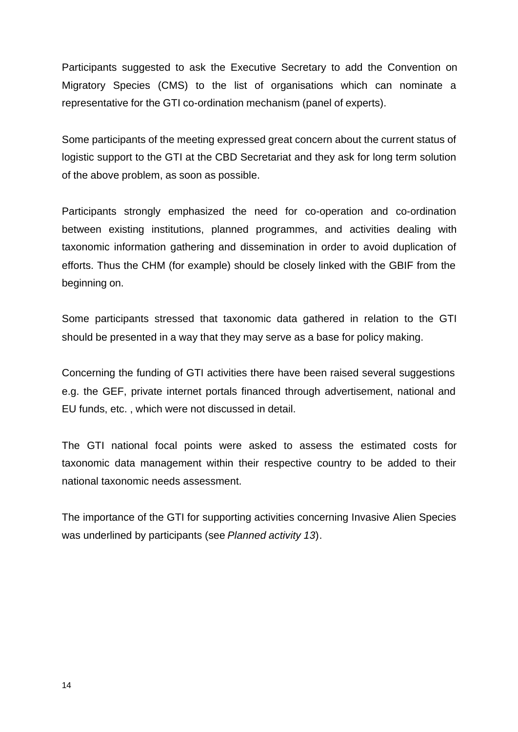Participants suggested to ask the Executive Secretary to add the Convention on Migratory Species (CMS) to the list of organisations which can nominate a representative for the GTI co-ordination mechanism (panel of experts).

Some participants of the meeting expressed great concern about the current status of logistic support to the GTI at the CBD Secretariat and they ask for long term solution of the above problem, as soon as possible.

Participants strongly emphasized the need for co-operation and co-ordination between existing institutions, planned programmes, and activities dealing with taxonomic information gathering and dissemination in order to avoid duplication of efforts. Thus the CHM (for example) should be closely linked with the GBIF from the beginning on.

Some participants stressed that taxonomic data gathered in relation to the GTI should be presented in a way that they may serve as a base for policy making.

Concerning the funding of GTI activities there have been raised several suggestions e.g. the GEF, private internet portals financed through advertisement, national and EU funds, etc. , which were not discussed in detail.

The GTI national focal points were asked to assess the estimated costs for taxonomic data management within their respective country to be added to their national taxonomic needs assessment.

The importance of the GTI for supporting activities concerning Invasive Alien Species was underlined by participants (see *Planned activity 13*).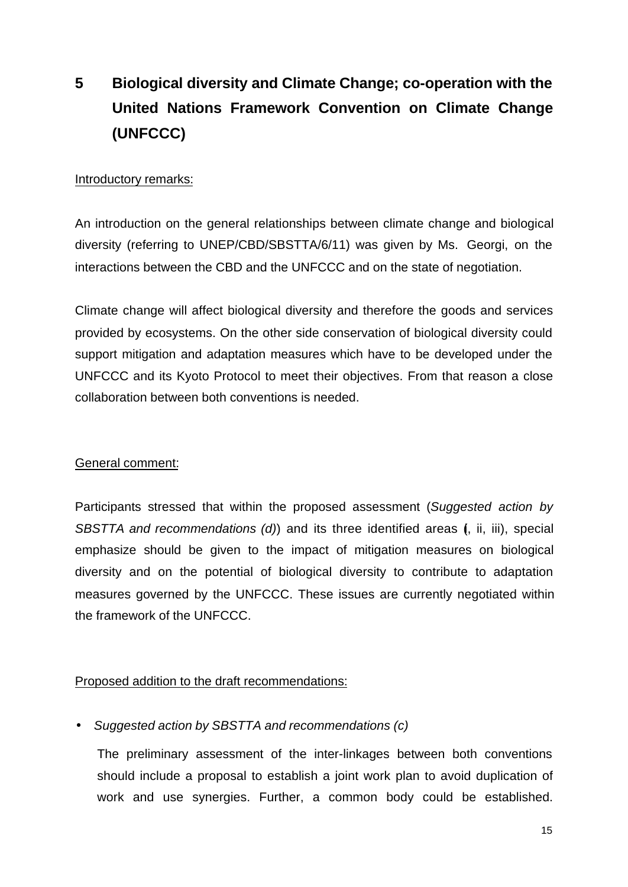# 5 Biological diversity and Climate Change; co-operation with the United Nations Framework Convention on Climate Change (UNFCCC)

Introductory remarks:

An introduction on the general relationships between climate change and biological diversity (referring to UNEP/CBD/SBSTTA/6/11) was given by Ms. Georgi, on the interactions between the CBD and the UNFCCC and on the state of negotiation.

Climate change will affect biological diversity and therefore the goods and services provided by ecosystems. On the other side conservation of biological diversity could support mitigation and adaptation measures which have to be developed under the UNFCCC and its Kyoto Protocol to meet their objectives. From that reason a close collaboration between both conventions is needed.

General comment:

Participants stressed that within the proposed assessment (*Suggested action by SBSTTA and recommendations (d)*) and its three identified areas (i, ii, iii), special emphasize should be given to the impact of mitigation measures on biological diversity and on the potential of biological diversity to contribute to adaptation measures governed by the UNFCCC. These issues are currently negotiated within the framework of the UNFCCC.

Proposed addition to the draft recommendations:

- *Suggested action by SBSTTA and recommendations (c)*

  The preliminary assessment of the inter-linkages between both conventions should include a proposal to establish a joint work plan to avoid duplication of work and use synergies. Further, a common body could be established.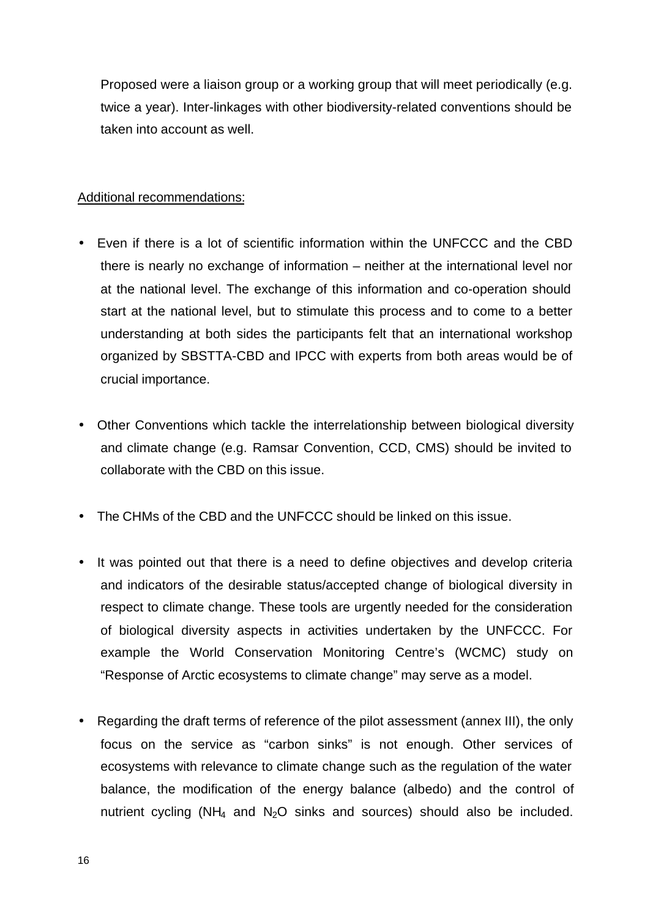Proposed were a liaison group or a working group that will meet periodically (e.g. twice a year). Inter-linkages with other biodiversity-related conventions should be taken into account as well.

<u>Additional recommendations:</u>

- Even if there is a lot of scientific information within the UNFCCC and the CBD there is nearly no exchange of information – neither at the international level nor at the national level. The exchange of this information and co-operation should start at the national level, but to stimulate this process and to come to a better understanding at both sides the participants felt that an international workshop organized by SBSTTA-CBD and IPCC with experts from both areas would be of crucial importance.

- Other Conventions which tackle the interrelationship between biological diversity and climate change (e.g. Ramsar Convention, CCD, CMS) should be invited to collaborate with the CBD on this issue.

- The CHMs of the CBD and the UNFCCC should be linked on this issue.

- It was pointed out that there is a need to define objectives and develop criteria and indicators of the desirable status/accepted change of biological diversity in respect to climate change. These tools are urgently needed for the consideration of biological diversity aspects in activities undertaken by the UNFCCC. For example the World Conservation Monitoring Centre's (WCMC) study on "Response of Arctic ecosystems to climate change" may serve as a model.

- Regarding the draft terms of reference of the pilot assessment (annex III), the only focus on the service as "carbon sinks" is not enough. Other services of ecosystems with relevance to climate change such as the regulation of the water balance, the modification of the energy balance (albedo) and the control of nutrient cycling ($NH_4$ and $N_2O$ sinks and sources) should also be included.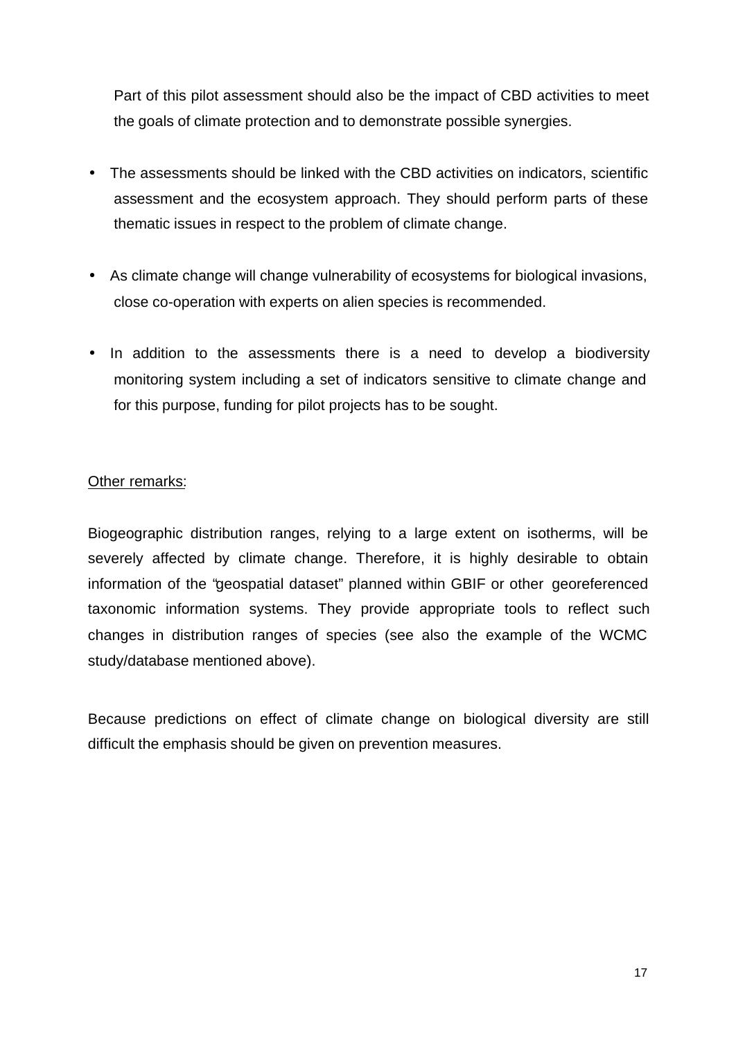Part of this pilot assessment should also be the impact of CBD activities to meet the goals of climate protection and to demonstrate possible synergies.

- The assessments should be linked with the CBD activities on indicators, scientific assessment and the ecosystem approach. They should perform parts of these thematic issues in respect to the problem of climate change.

- As climate change will change vulnerability of ecosystems for biological invasions, close co-operation with experts on alien species is recommended.

- In addition to the assessments there is a need to develop a biodiversity monitoring system including a set of indicators sensitive to climate change and for this purpose, funding for pilot projects has to be sought.

Other remarks:

Biogeographic distribution ranges, relying to a large extent on isotherms, will be severely affected by climate change. Therefore, it is highly desirable to obtain information of the "geospatial dataset" planned within GBIF or other georeferenced taxonomic information systems. They provide appropriate tools to reflect such changes in distribution ranges of species (see also the example of the WCMC study/database mentioned above).

Because predictions on effect of climate change on biological diversity are still difficult the emphasis should be given on prevention measures.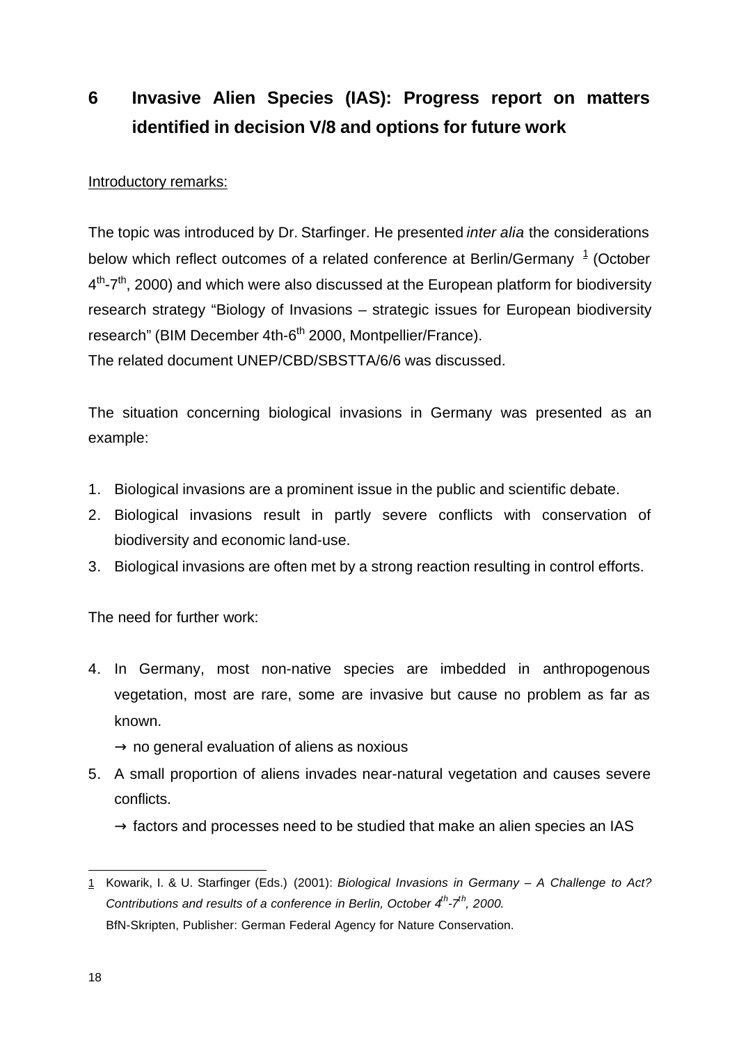# 6 Invasive Alien Species (IAS): Progress report on matters identified in decision V/8 and options for future work

Introductory remarks:

The topic was introduced by Dr. Starfinger. He presented *inter alia* the considerations below which reflect outcomes of a related conference at Berlin/Germany [1] (October 4th-7th, 2000) and which were also discussed at the European platform for biodiversity research strategy "Biology of Invasions – strategic issues for European biodiversity research" (BIM December 4th-6th 2000, Montpellier/France).
The related document UNEP/CBD/SBSTTA/6/6 was discussed.

The situation concerning biological invasions in Germany was presented as an example:

1. Biological invasions are a prominent issue in the public and scientific debate.
2. Biological invasions result in partly severe conflicts with conservation of biodiversity and economic land-use.
3. Biological invasions are often met by a strong reaction resulting in control efforts.

The need for further work:

4. In Germany, most non-native species are imbedded in anthropogenous vegetation, most are rare, some are invasive but cause no problem as far as known.

   → no general evaluation of aliens as noxious

5. A small proportion of aliens invades near-natural vegetation and causes severe conflicts.

   → factors and processes need to be studied that make an alien species an IAS

---

1 Kowarik, I. & U. Starfinger (Eds.) (2001): *Biological Invasions in Germany – A Challenge to Act? Contributions and results of a conference in Berlin, October 4th-7th, 2000.* BfN-Skripten, Publisher: German Federal Agency for Nature Conservation.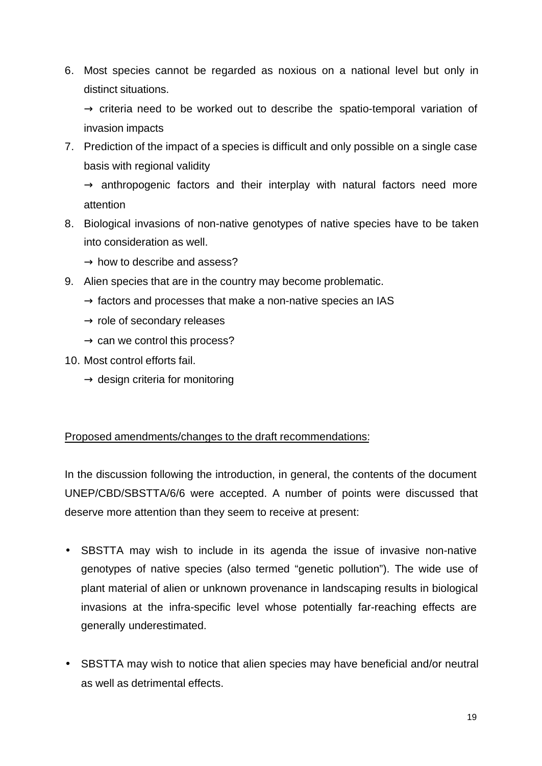6. Most species cannot be regarded as noxious on a national level but only in distinct situations.

   → criteria need to be worked out to describe the spatio-temporal variation of invasion impacts

7. Prediction of the impact of a species is difficult and only possible on a single case basis with regional validity

   → anthropogenic factors and their interplay with natural factors need more attention

8. Biological invasions of non-native genotypes of native species have to be taken into consideration as well.

   → how to describe and assess?

9. Alien species that are in the country may become problematic.

   → factors and processes that make a non-native species an IAS

   → role of secondary releases

   → can we control this process?

10. Most control efforts fail.

    → design criteria for monitoring

<u>Proposed amendments/changes to the draft recommendations:</u>

In the discussion following the introduction, in general, the contents of the document UNEP/CBD/SBSTTA/6/6 were accepted. A number of points were discussed that deserve more attention than they seem to receive at present:

- SBSTTA may wish to include in its agenda the issue of invasive non-native genotypes of native species (also termed "genetic pollution"). The wide use of plant material of alien or unknown provenance in landscaping results in biological invasions at the infra-specific level whose potentially far-reaching effects are generally underestimated.

- SBSTTA may wish to notice that alien species may have beneficial and/or neutral as well as detrimental effects.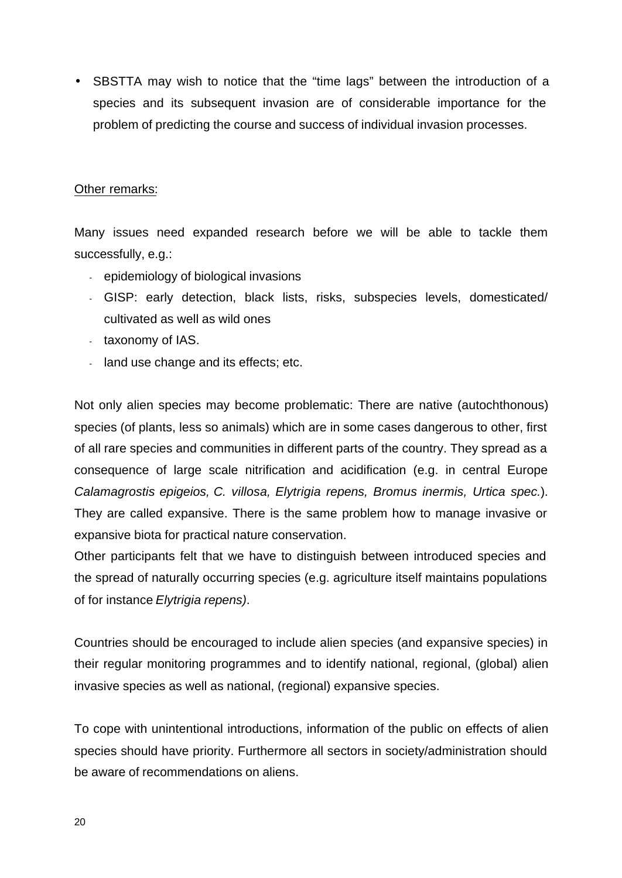- SBSTTA may wish to notice that the "time lags" between the introduction of a species and its subsequent invasion are of considerable importance for the problem of predicting the course and success of individual invasion processes.

Other remarks:

Many issues need expanded research before we will be able to tackle them successfully, e.g.:

- epidemiology of biological invasions
- GISP: early detection, black lists, risks, subspecies levels, domesticated/ cultivated as well as wild ones
- taxonomy of IAS.
- land use change and its effects; etc.

Not only alien species may become problematic: There are native (autochthonous) species (of plants, less so animals) which are in some cases dangerous to other, first of all rare species and communities in different parts of the country. They spread as a consequence of large scale nitrification and acidification (e.g. in central Europe *Calamagrostis epigeios, C. villosa, Elytrigia repens, Bromus inermis, Urtica spec.*). They are called expansive. There is the same problem how to manage invasive or expansive biota for practical nature conservation.
Other participants felt that we have to distinguish between introduced species and the spread of naturally occurring species (e.g. agriculture itself maintains populations of for instance *Elytrigia repens)*.

Countries should be encouraged to include alien species (and expansive species) in their regular monitoring programmes and to identify national, regional, (global) alien invasive species as well as national, (regional) expansive species.

To cope with unintentional introductions, information of the public on effects of alien species should have priority. Furthermore all sectors in society/administration should be aware of recommendations on aliens.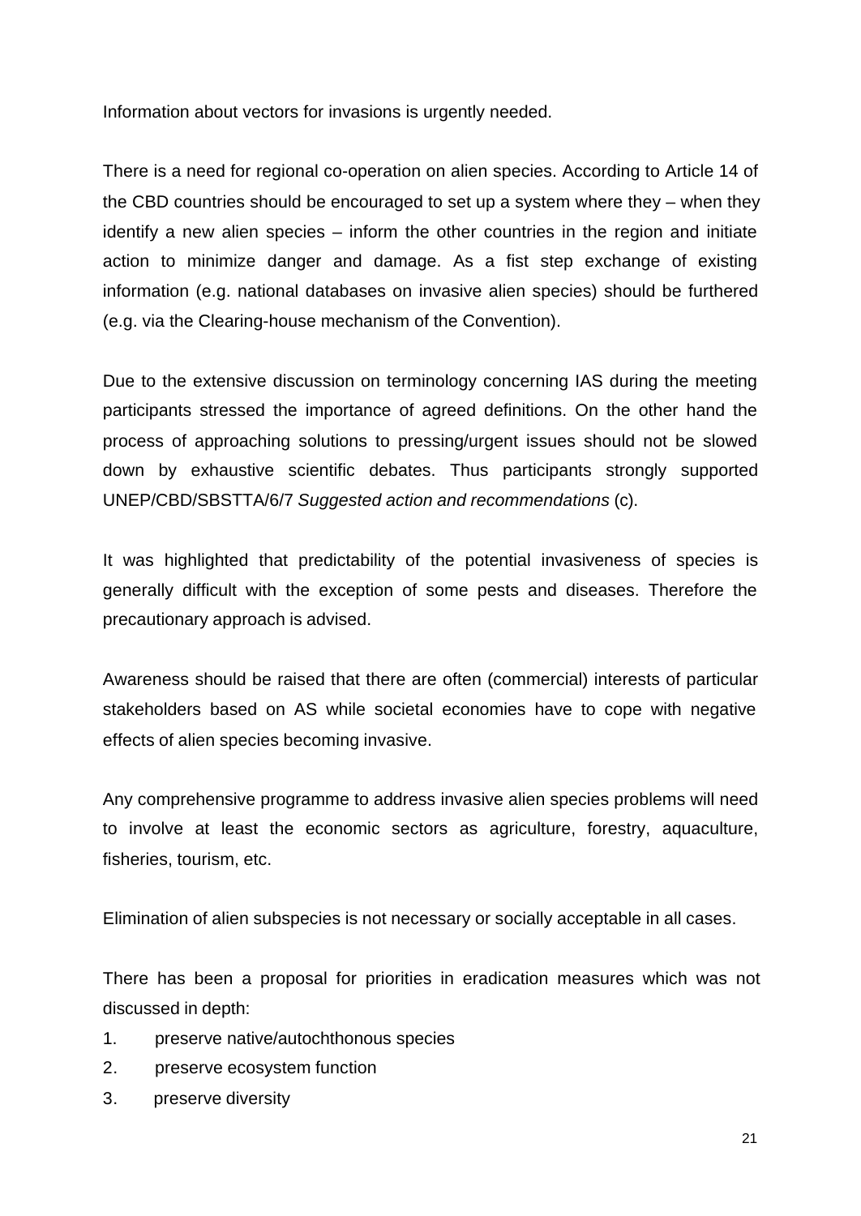Information about vectors for invasions is urgently needed.

There is a need for regional co-operation on alien species. According to Article 14 of the CBD countries should be encouraged to set up a system where they – when they identify a new alien species – inform the other countries in the region and initiate action to minimize danger and damage. As a fist step exchange of existing information (e.g. national databases on invasive alien species) should be furthered (e.g. via the Clearing-house mechanism of the Convention).

Due to the extensive discussion on terminology concerning IAS during the meeting participants stressed the importance of agreed definitions. On the other hand the process of approaching solutions to pressing/urgent issues should not be slowed down by exhaustive scientific debates. Thus participants strongly supported UNEP/CBD/SBSTTA/6/7 *Suggested action and recommendations* (c).

It was highlighted that predictability of the potential invasiveness of species is generally difficult with the exception of some pests and diseases. Therefore the precautionary approach is advised.

Awareness should be raised that there are often (commercial) interests of particular stakeholders based on AS while societal economies have to cope with negative effects of alien species becoming invasive.

Any comprehensive programme to address invasive alien species problems will need to involve at least the economic sectors as agriculture, forestry, aquaculture, fisheries, tourism, etc.

Elimination of alien subspecies is not necessary or socially acceptable in all cases.

There has been a proposal for priorities in eradication measures which was not discussed in depth:

1. preserve native/autochthonous species
2. preserve ecosystem function
3. preserve diversity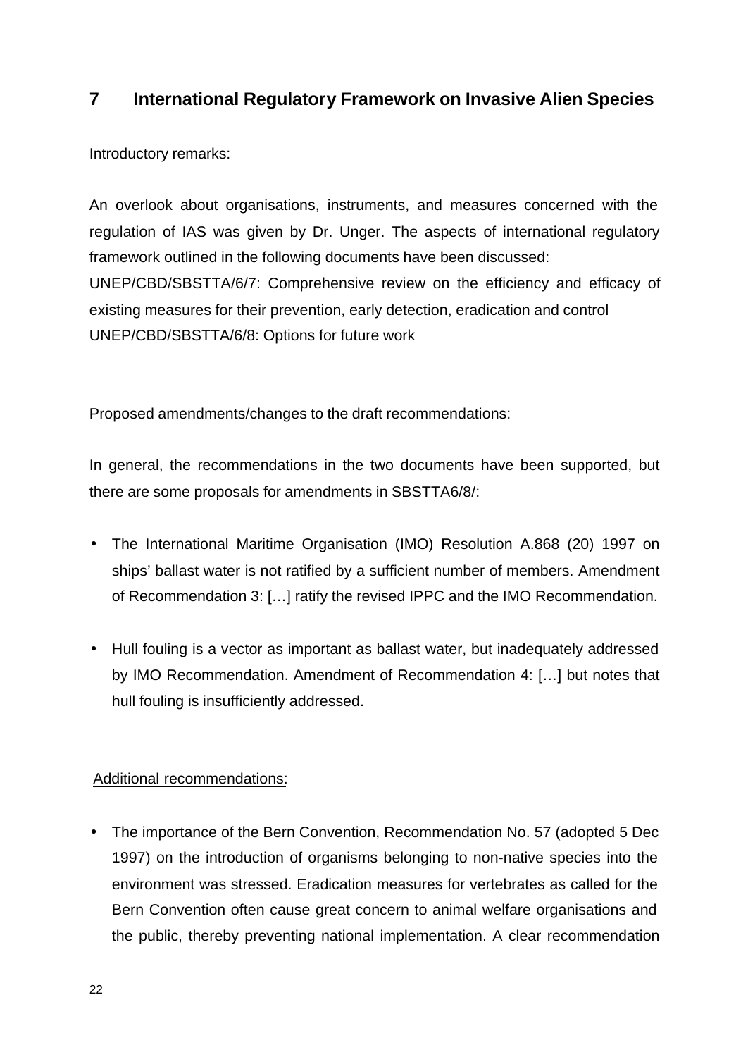## 7 International Regulatory Framework on Invasive Alien Species

Introductory remarks:

An overlook about organisations, instruments, and measures concerned with the regulation of IAS was given by Dr. Unger. The aspects of international regulatory framework outlined in the following documents have been discussed:
UNEP/CBD/SBSTTA/6/7: Comprehensive review on the efficiency and efficacy of existing measures for their prevention, early detection, eradication and control
UNEP/CBD/SBSTTA/6/8: Options for future work

Proposed amendments/changes to the draft recommendations:

In general, the recommendations in the two documents have been supported, but there are some proposals for amendments in SBSTTA6/8/:

- The International Maritime Organisation (IMO) Resolution A.868 (20) 1997 on ships' ballast water is not ratified by a sufficient number of members. Amendment of Recommendation 3: […] ratify the revised IPPC and the IMO Recommendation.
- Hull fouling is a vector as important as ballast water, but inadequately addressed by IMO Recommendation. Amendment of Recommendation 4: […] but notes that hull fouling is insufficiently addressed.

Additional recommendations:

- The importance of the Bern Convention, Recommendation No. 57 (adopted 5 Dec 1997) on the introduction of organisms belonging to non-native species into the environment was stressed. Eradication measures for vertebrates as called for the Bern Convention often cause great concern to animal welfare organisations and the public, thereby preventing national implementation. A clear recommendation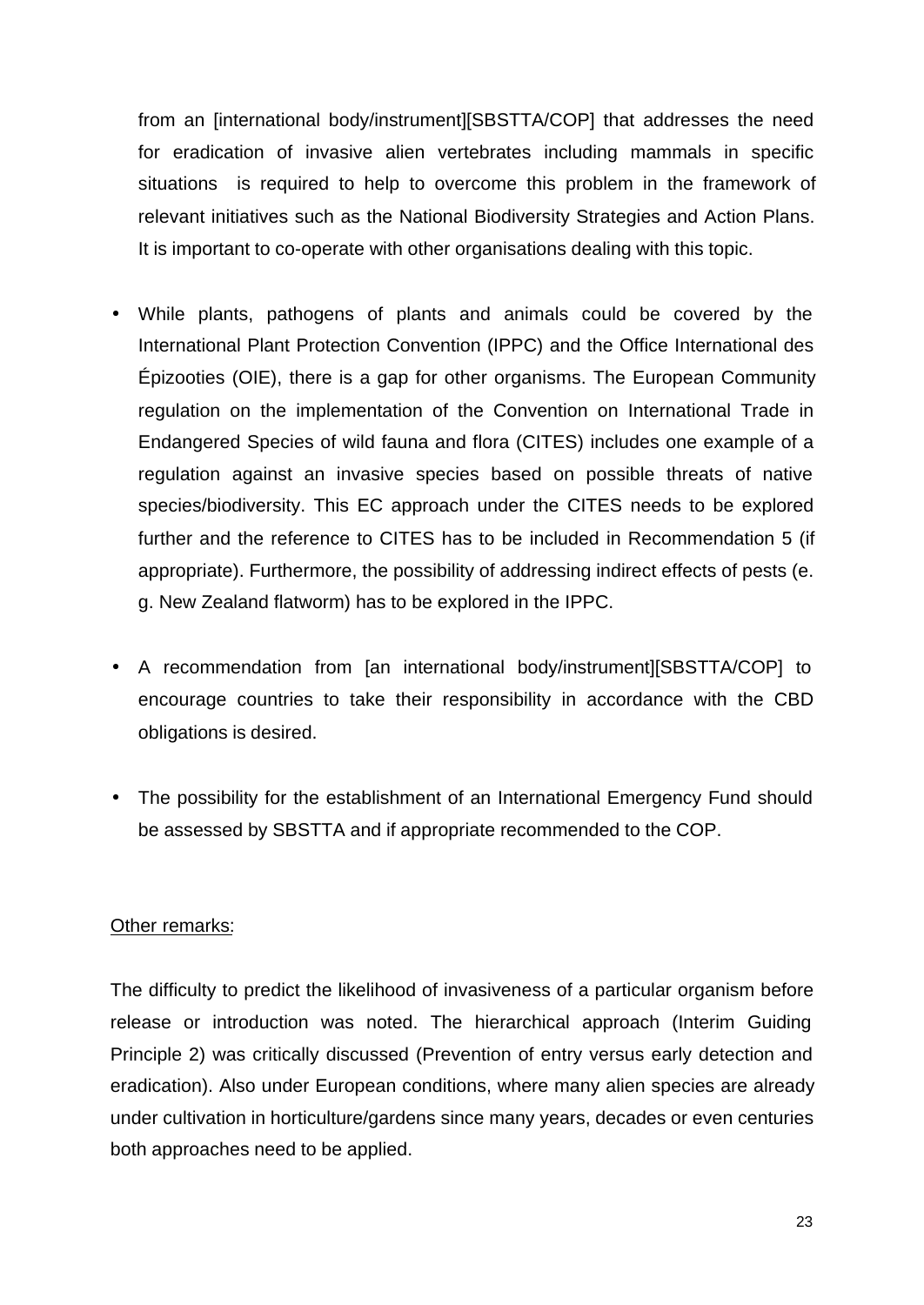from an [international body/instrument][SBSTTA/COP] that addresses the need for eradication of invasive alien vertebrates including mammals in specific situations is required to help to overcome this problem in the framework of relevant initiatives such as the National Biodiversity Strategies and Action Plans. It is important to co-operate with other organisations dealing with this topic.

- While plants, pathogens of plants and animals could be covered by the International Plant Protection Convention (IPPC) and the Office International des Épizooties (OIE), there is a gap for other organisms. The European Community regulation on the implementation of the Convention on International Trade in Endangered Species of wild fauna and flora (CITES) includes one example of a regulation against an invasive species based on possible threats of native species/biodiversity. This EC approach under the CITES needs to be explored further and the reference to CITES has to be included in Recommendation 5 (if appropriate). Furthermore, the possibility of addressing indirect effects of pests (e. g. New Zealand flatworm) has to be explored in the IPPC.

- A recommendation from [an international body/instrument][SBSTTA/COP] to encourage countries to take their responsibility in accordance with the CBD obligations is desired.

- The possibility for the establishment of an International Emergency Fund should be assessed by SBSTTA and if appropriate recommended to the COP.

<u>Other remarks</u>:

The difficulty to predict the likelihood of invasiveness of a particular organism before release or introduction was noted. The hierarchical approach (Interim Guiding Principle 2) was critically discussed (Prevention of entry versus early detection and eradication). Also under European conditions, where many alien species are already under cultivation in horticulture/gardens since many years, decades or even centuries both approaches need to be applied.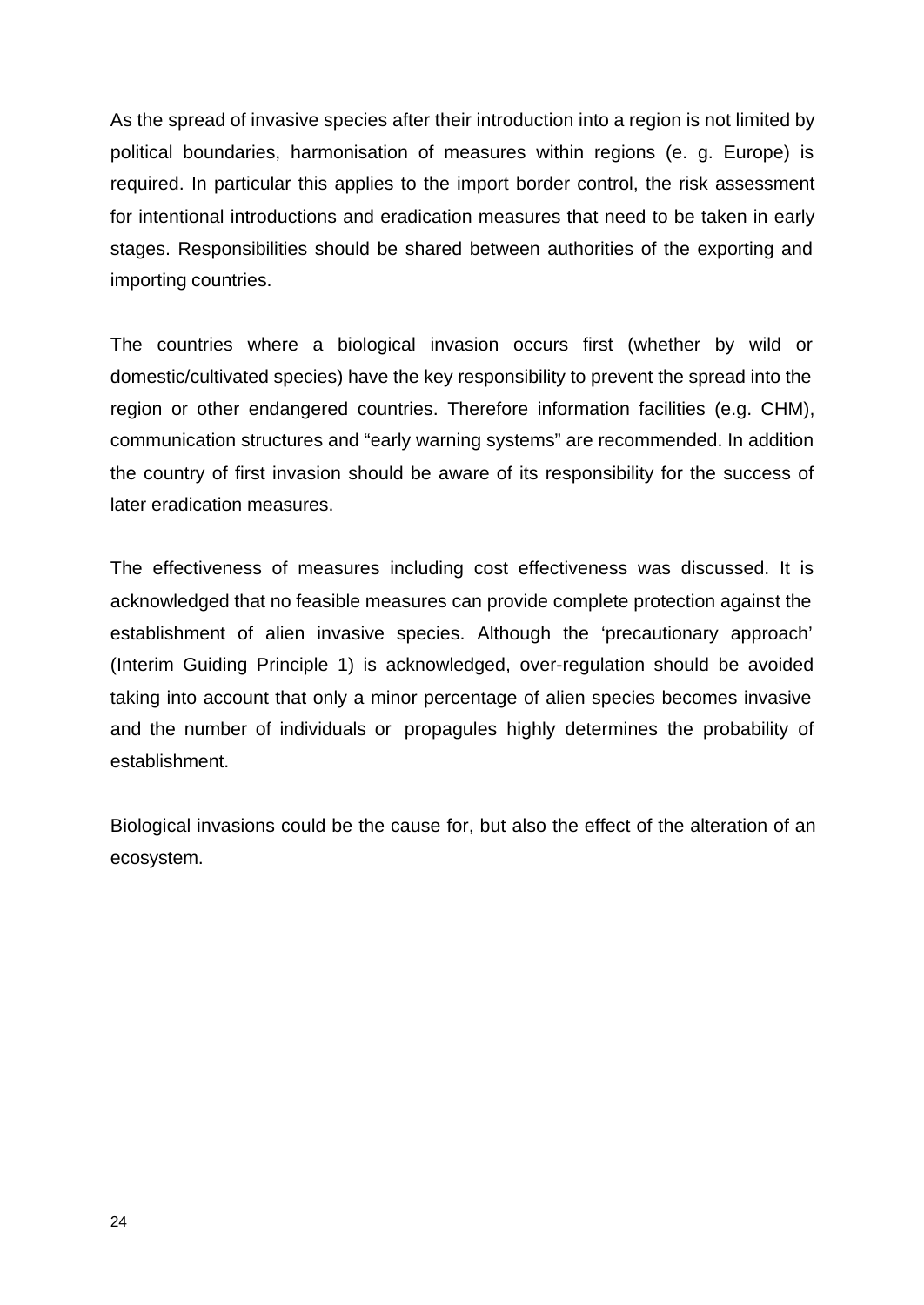As the spread of invasive species after their introduction into a region is not limited by political boundaries, harmonisation of measures within regions (e. g. Europe) is required. In particular this applies to the import border control, the risk assessment for intentional introductions and eradication measures that need to be taken in early stages. Responsibilities should be shared between authorities of the exporting and importing countries.

The countries where a biological invasion occurs first (whether by wild or domestic/cultivated species) have the key responsibility to prevent the spread into the region or other endangered countries. Therefore information facilities (e.g. CHM), communication structures and “early warning systems” are recommended. In addition the country of first invasion should be aware of its responsibility for the success of later eradication measures.

The effectiveness of measures including cost effectiveness was discussed. It is acknowledged that no feasible measures can provide complete protection against the establishment of alien invasive species. Although the ‘precautionary approach’ (Interim Guiding Principle 1) is acknowledged, over-regulation should be avoided taking into account that only a minor percentage of alien species becomes invasive and the number of individuals or propagules highly determines the probability of establishment.

Biological invasions could be the cause for, but also the effect of the alteration of an ecosystem.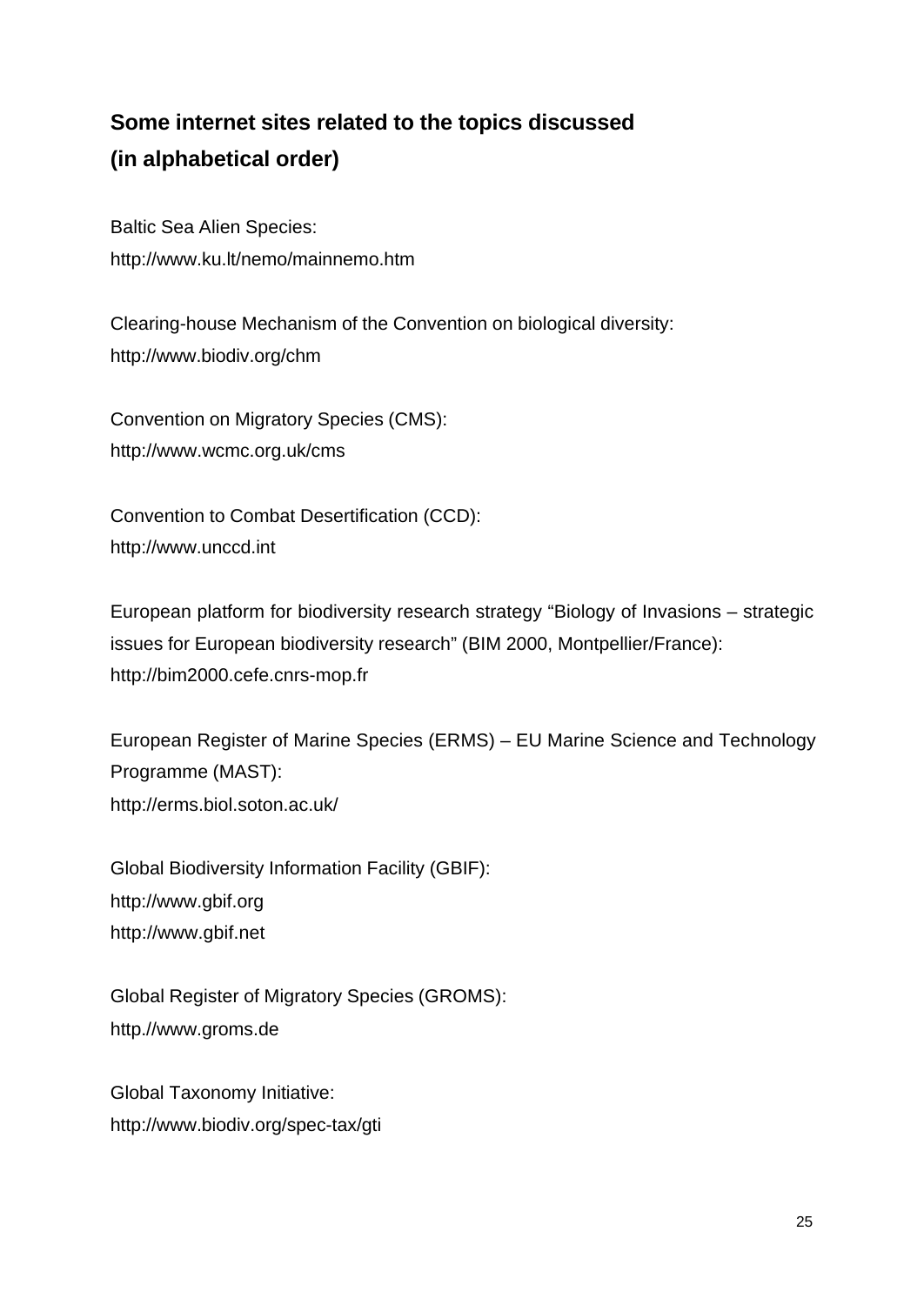## Some internet sites related to the topics discussed (in alphabetical order)

Baltic Sea Alien Species:
http://www.ku.lt/nemo/mainnemo.htm

Clearing-house Mechanism of the Convention on biological diversity:
http://www.biodiv.org/chm

Convention on Migratory Species (CMS):
http://www.wcmc.org.uk/cms

Convention to Combat Desertification (CCD):
http://www.unccd.int

European platform for biodiversity research strategy "Biology of Invasions – strategic issues for European biodiversity research" (BIM 2000, Montpellier/France):
http://bim2000.cefe.cnrs-mop.fr

European Register of Marine Species (ERMS) – EU Marine Science and Technology Programme (MAST):
http://erms.biol.soton.ac.uk/

Global Biodiversity Information Facility (GBIF):
http://www.gbif.org
http://www.gbif.net

Global Register of Migratory Species (GROMS):
http.//www.groms.de

Global Taxonomy Initiative:
http://www.biodiv.org/spec-tax/gti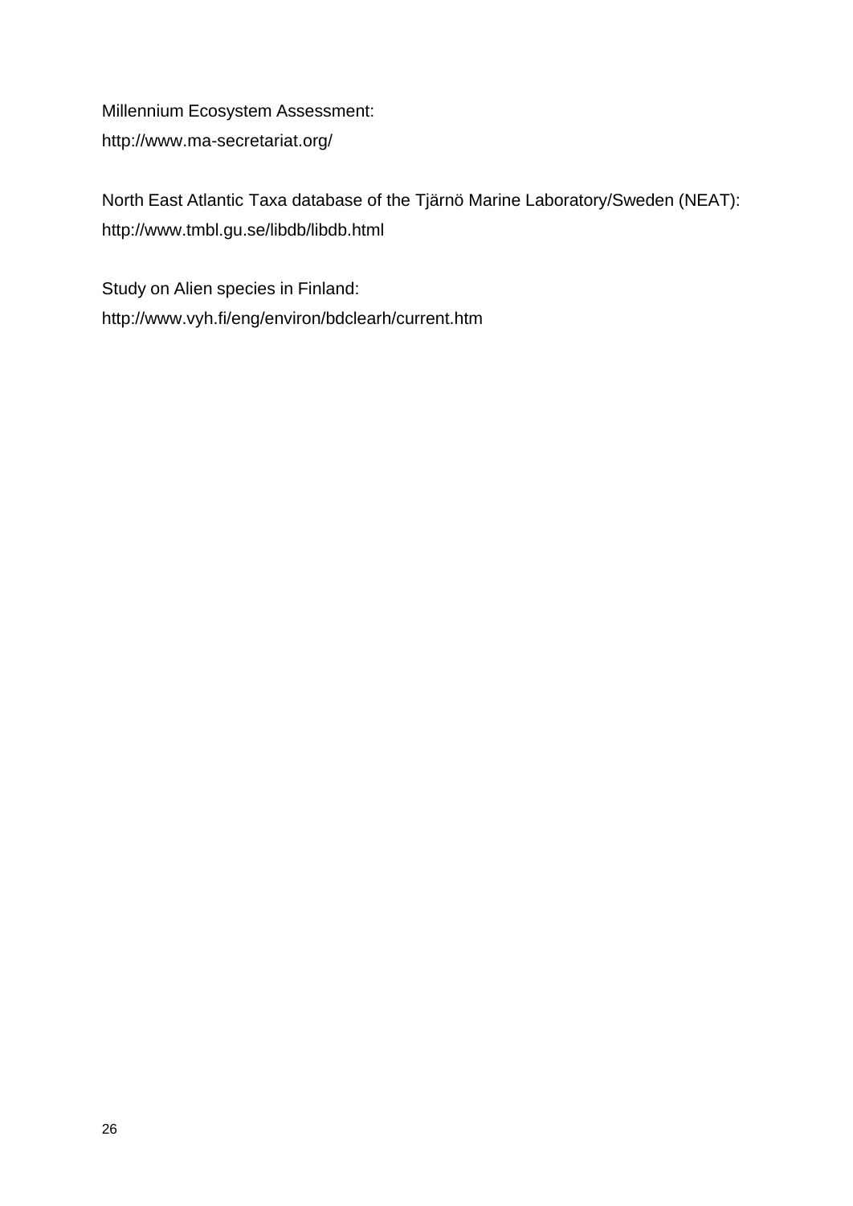Millennium Ecosystem Assessment:
http://www.ma-secretariat.org/

North East Atlantic Taxa database of the Tjärnö Marine Laboratory/Sweden (NEAT):
http://www.tmbl.gu.se/libdb/libdb.html

Study on Alien species in Finland:
http://www.vyh.fi/eng/environ/bdclearh/current.htm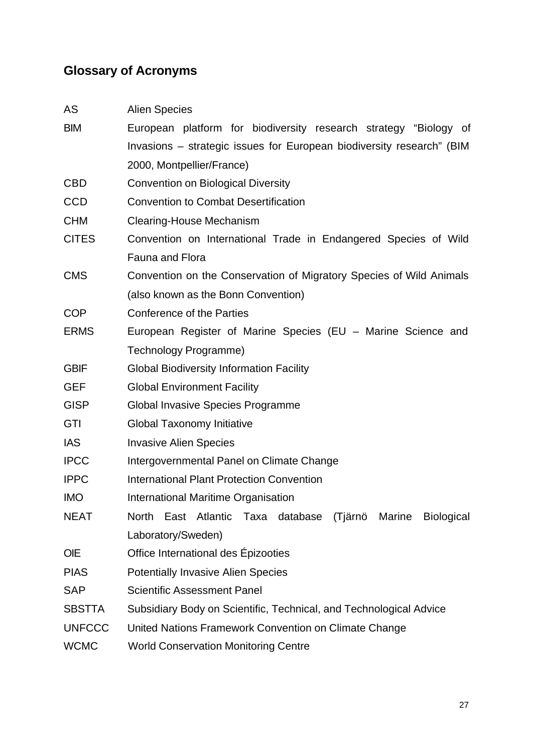## Glossary of Acronyms

| | |
|---|---|
| AS | Alien Species |
| BIM | European platform for biodiversity research strategy “Biology of Invasions – strategic issues for European biodiversity research” (BIM 2000, Montpellier/France) |
| CBD | Convention on Biological Diversity |
| CCD | Convention to Combat Desertification |
| CHM | Clearing-House Mechanism |
| CITES | Convention on International Trade in Endangered Species of Wild Fauna and Flora |
| CMS | Convention on the Conservation of Migratory Species of Wild Animals (also known as the Bonn Convention) |
| COP | Conference of the Parties |
| ERMS | European Register of Marine Species (EU – Marine Science and Technology Programme) |
| GBIF | Global Biodiversity Information Facility |
| GEF | Global Environment Facility |
| GISP | Global Invasive Species Programme |
| GTI | Global Taxonomy Initiative |
| IAS | Invasive Alien Species |
| IPCC | Intergovernmental Panel on Climate Change |
| IPPC | International Plant Protection Convention |
| IMO | International Maritime Organisation |
| NEAT | North East Atlantic Taxa database (Tjärnö Marine Biological Laboratory/Sweden) |
| OIE | Office International des Épizooties |
| PIAS | Potentially Invasive Alien Species |
| SAP | Scientific Assessment Panel |
| SBSTTA | Subsidiary Body on Scientific, Technical, and Technological Advice |
| UNFCCC | United Nations Framework Convention on Climate Change |
| WCMC | World Conservation Monitoring Centre |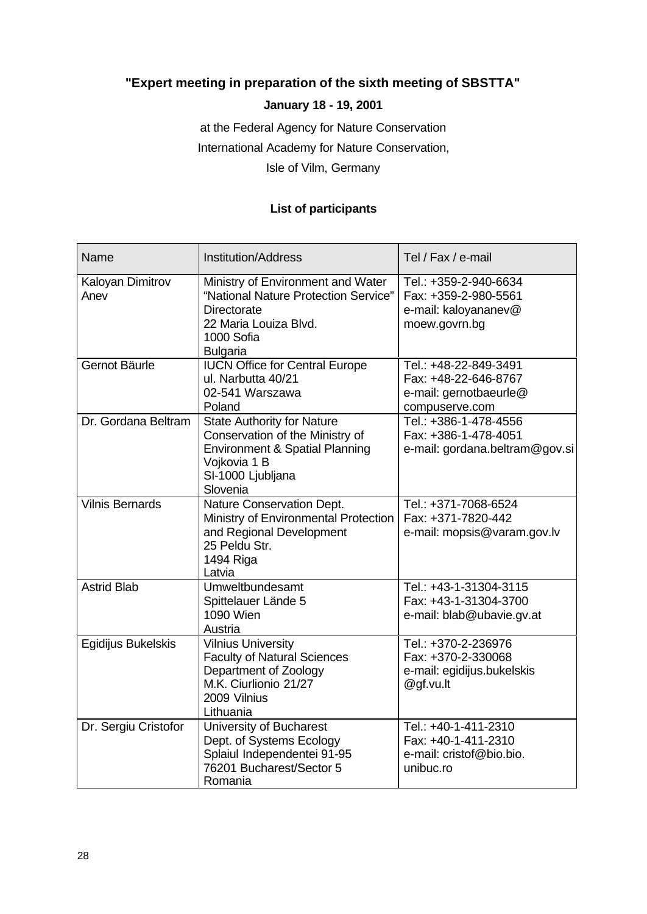**"Expert meeting in preparation of the sixth meeting of SBSTTA"**

**January 18 - 19, 2001**

at the Federal Agency for Nature Conservation

International Academy for Nature Conservation,

Isle of Vilm, Germany

**List of participants**

| Name | Institution/Address | Tel / Fax / e-mail |
|---|---|---|
| Kaloyan Dimitrov Anev | Ministry of Environment and Water "National Nature Protection Service" Directorate<br>22 Maria Louiza Blvd.<br>1000 Sofia<br>Bulgaria | Tel.: +359-2-940-6634<br>Fax: +359-2-980-5561<br>e-mail: kaloyananev@moew.govrn.bg |
| Gernot Bäurle | IUCN Office for Central Europe<br>ul. Narbutta 40/21<br>02-541 Warszawa<br>Poland | Tel.: +48-22-849-3491<br>Fax: +48-22-646-8767<br>e-mail: gernotbaeurle@compuserve.com |
| Dr. Gordana Beltram | State Authority for Nature Conservation of the Ministry of Environment & Spatial Planning<br>Vojkovia 1 B<br>SI-1000 Ljubljana<br>Slovenia | Tel.: +386-1-478-4556<br>Fax: +386-1-478-4051<br>e-mail: gordana.beltram@gov.si |
| Vilnis Bernards | Nature Conservation Dept.<br>Ministry of Environmental Protection and Regional Development<br>25 Peldu Str.<br>1494 Riga<br>Latvia | Tel.: +371-7068-6524<br>Fax: +371-7820-442<br>e-mail: mopsis@varam.gov.lv |
| Astrid Blab | Umweltbundesamt<br>Spittelauer Lände 5<br>1090 Wien<br>Austria | Tel.: +43-1-31304-3115<br>Fax: +43-1-31304-3700<br>e-mail: blab@ubavie.gv.at |
| Egidijus Bukelskis | Vilnius University<br>Faculty of Natural Sciences<br>Department of Zoology<br>M.K. Ciurlionio 21/27<br>2009 Vilnius<br>Lithuania | Tel.: +370-2-236976<br>Fax: +370-2-330068<br>e-mail: egidijus.bukelskis@gf.vu.lt |
| Dr. Sergiu Cristofor | University of Bucharest<br>Dept. of Systems Ecology<br>Splaiul Independentei 91-95<br>76201 Bucharest/Sector 5<br>Romania | Tel.: +40-1-411-2310<br>Fax: +40-1-411-2310<br>e-mail: cristof@bio.bio.unibuc.ro |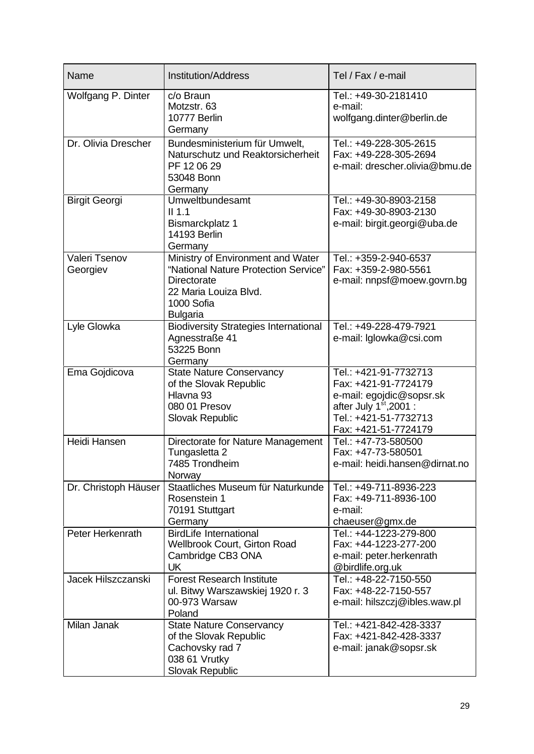| Name | Institution/Address | Tel / Fax / e-mail |
|---|---|---|
| Wolfgang P. Dinter | c/o Braun<br>Motzstr. 63<br>10777 Berlin<br>Germany | Tel.: +49-30-2181410<br>e-mail:<br>wolfgang.dinter@berlin.de |
| Dr. Olivia Drescher | Bundesministerium für Umwelt, Naturschutz und Reaktorsicherheit<br>PF 12 06 29<br>53048 Bonn<br>Germany | Tel.: +49-228-305-2615<br>Fax: +49-228-305-2694<br>e-mail: drescher.olivia@bmu.de |
| Birgit Georgi | Umweltbundesamt<br>II 1.1<br>Bismarckplatz 1<br>14193 Berlin<br>Germany | Tel.: +49-30-8903-2158<br>Fax: +49-30-8903-2130<br>e-mail: birgit.georgi@uba.de |
| Valeri Tsenov Georgiev | Ministry of Environment and Water<br>"National Nature Protection Service" Directorate<br>22 Maria Louiza Blvd.<br>1000 Sofia<br>Bulgaria | Tel.: +359-2-940-6537<br>Fax: +359-2-980-5561<br>e-mail: nnpsf@moew.govrn.bg |
| Lyle Glowka | Biodiversity Strategies International<br>Agnesstraße 41<br>53225 Bonn<br>Germany | Tel.: +49-228-479-7921<br>e-mail: lglowka@csi.com |
| Ema Gojdicova | State Nature Conservancy of the Slovak Republic<br>Hlavna 93<br>080 01 Presov<br>Slovak Republic | Tel.: +421-91-7732713<br>Fax: +421-91-7724179<br>e-mail: egojdic@sopsr.sk<br>after July 1st,2001 :<br>Tel.: +421-51-7732713<br>Fax: +421-51-7724179 |
| Heidi Hansen | Directorate for Nature Management<br>Tungasletta 2<br>7485 Trondheim<br>Norway | Tel.: +47-73-580500<br>Fax: +47-73-580501<br>e-mail: heidi.hansen@dirnat.no |
| Dr. Christoph Häuser | Staatliches Museum für Naturkunde<br>Rosenstein 1<br>70191 Stuttgart<br>Germany | Tel.: +49-711-8936-223<br>Fax: +49-711-8936-100<br>e-mail:<br>chaeuser@gmx.de |
| Peter Herkenrath | BirdLife International<br>Wellbrook Court, Girton Road<br>Cambridge CB3 ONA<br>UK | Tel.: +44-1223-279-800<br>Fax: +44-1223-277-200<br>e-mail: peter.herkenrath @birdlife.org.uk |
| Jacek Hilszczanski | Forest Research Institute<br>ul. Bitwy Warszawskiej 1920 r. 3<br>00-973 Warsaw<br>Poland | Tel.: +48-22-7150-550<br>Fax: +48-22-7150-557<br>e-mail: hilszczj@ibles.waw.pl |
| Milan Janak | State Nature Conservancy of the Slovak Republic<br>Cachovsky rad 7<br>038 61 Vrutky<br>Slovak Republic | Tel.: +421-842-428-3337<br>Fax: +421-842-428-3337<br>e-mail: janak@sopsr.sk |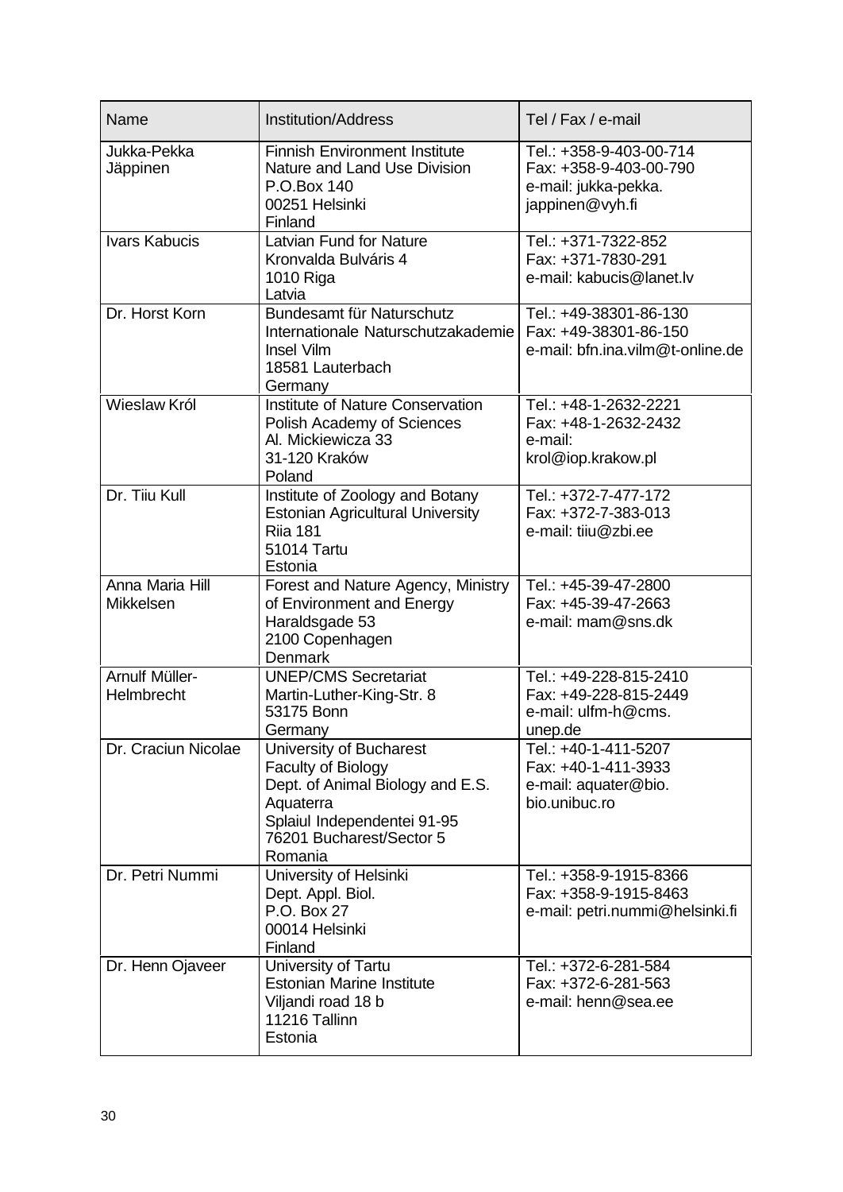| Name | Institution/Address | Tel / Fax / e-mail |
|---|---|---|
| Jukka-Pekka Jäppinen | Finnish Environment Institute<br>Nature and Land Use Division<br>P.O.Box 140<br>00251 Helsinki<br>Finland | Tel.: +358-9-403-00-714<br>Fax: +358-9-403-00-790<br>e-mail: jukka-pekka.jappinen@vyh.fi |
| Ivars Kabucis | Latvian Fund for Nature<br>Kronvalda Bulváris 4<br>1010 Riga<br>Latvia | Tel.: +371-7322-852<br>Fax: +371-7830-291<br>e-mail: kabucis@lanet.lv |
| Dr. Horst Korn | Bundesamt für Naturschutz<br>Internationale Naturschutzakademie<br>Insel Vilm<br>18581 Lauterbach<br>Germany | Tel.: +49-38301-86-130<br>Fax: +49-38301-86-150<br>e-mail: bfn.ina.vilm@t-online.de |
| Wieslaw Król | Institute of Nature Conservation<br>Polish Academy of Sciences<br>Al. Mickiewicza 33<br>31-120 Kraków<br>Poland | Tel.: +48-1-2632-2221<br>Fax: +48-1-2632-2432<br>e-mail:<br>krol@iop.krakow.pl |
| Dr. Tiiu Kull | Institute of Zoology and Botany<br>Estonian Agricultural University<br>Riia 181<br>51014 Tartu<br>Estonia | Tel.: +372-7-477-172<br>Fax: +372-7-383-013<br>e-mail: tiiu@zbi.ee |
| Anna Maria Hill Mikkelsen | Forest and Nature Agency, Ministry of Environment and Energy<br>Haraldsgade 53<br>2100 Copenhagen<br>Denmark | Tel.: +45-39-47-2800<br>Fax: +45-39-47-2663<br>e-mail: mam@sns.dk |
| Arnulf Müller-Helmbrecht | UNEP/CMS Secretariat<br>Martin-Luther-King-Str. 8<br>53175 Bonn<br>Germany | Tel.: +49-228-815-2410<br>Fax: +49-228-815-2449<br>e-mail: ulfm-h@cms.unep.de |
| Dr. Craciun Nicolae | University of Bucharest<br>Faculty of Biology<br>Dept. of Animal Biology and E.S. Aquaterra<br>Splaiul Independentei 91-95<br>76201 Bucharest/Sector 5<br>Romania | Tel.: +40-1-411-5207<br>Fax: +40-1-411-3933<br>e-mail: aquater@bio.bio.unibuc.ro |
| Dr. Petri Nummi | University of Helsinki<br>Dept. Appl. Biol.<br>P.O. Box 27<br>00014 Helsinki<br>Finland | Tel.: +358-9-1915-8366<br>Fax: +358-9-1915-8463<br>e-mail: petri.nummi@helsinki.fi |
| Dr. Henn Ojaveer | University of Tartu<br>Estonian Marine Institute<br>Viljandi road 18 b<br>11216 Tallinn<br>Estonia | Tel.: +372-6-281-584<br>Fax: +372-6-281-563<br>e-mail: henn@sea.ee |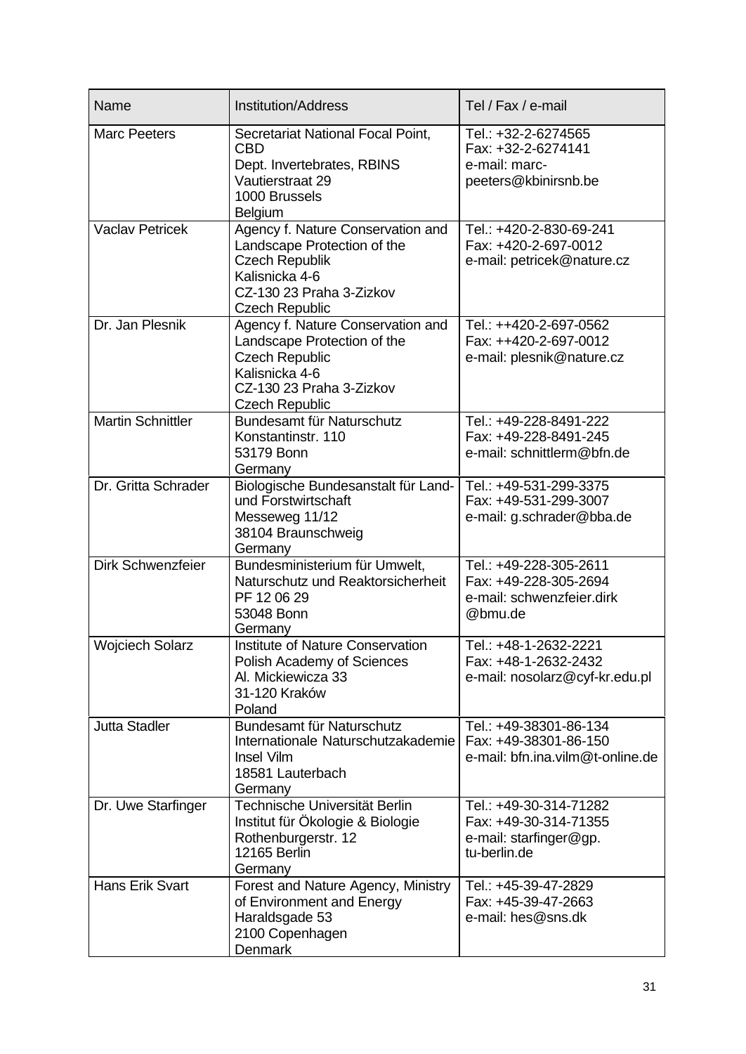| Name | Institution/Address | Tel / Fax / e-mail |
|---|---|---|
| Marc Peeters | Secretariat National Focal Point, CBD<br>Dept. Invertebrates, RBINS<br>Vautierstraat 29<br>1000 Brussels<br>Belgium | Tel.: +32-2-6274565<br>Fax: +32-2-6274141<br>e-mail: marc-peeters@kbinirsnb.be |
| Vaclav Petricek | Agency f. Nature Conservation and Landscape Protection of the Czech Republik<br>Kalisnicka 4-6<br>CZ-130 23 Praha 3-Zizkov<br>Czech Republic | Tel.: +420-2-830-69-241<br>Fax: +420-2-697-0012<br>e-mail: petricek@nature.cz |
| Dr. Jan Plesnik | Agency f. Nature Conservation and Landscape Protection of the Czech Republic<br>Kalisnicka 4-6<br>CZ-130 23 Praha 3-Zizkov<br>Czech Republic | Tel.: ++420-2-697-0562<br>Fax: ++420-2-697-0012<br>e-mail: plesnik@nature.cz |
| Martin Schnittler | Bundesamt für Naturschutz<br>Konstantinstr. 110<br>53179 Bonn<br>Germany | Tel.: +49-228-8491-222<br>Fax: +49-228-8491-245<br>e-mail: schnittlerm@bfn.de |
| Dr. Gritta Schrader | Biologische Bundesanstalt für Land- und Forstwirtschaft<br>Messeweg 11/12<br>38104 Braunschweig<br>Germany | Tel.: +49-531-299-3375<br>Fax: +49-531-299-3007<br>e-mail: g.schrader@bba.de |
| Dirk Schwenzfeier | Bundesministerium für Umwelt, Naturschutz und Reaktorsicherheit<br>PF 12 06 29<br>53048 Bonn<br>Germany | Tel.: +49-228-305-2611<br>Fax: +49-228-305-2694<br>e-mail: schwenzfeier.dirk @bmu.de |
| Wojciech Solarz | Institute of Nature Conservation Polish Academy of Sciences<br>Al. Mickiewicza 33<br>31-120 Kraków<br>Poland | Tel.: +48-1-2632-2221<br>Fax: +48-1-2632-2432<br>e-mail: nosolarz@cyf-kr.edu.pl |
| Jutta Stadler | Bundesamt für Naturschutz Internationale Naturschutzakademie Insel Vilm<br>18581 Lauterbach<br>Germany | Tel.: +49-38301-86-134<br>Fax: +49-38301-86-150<br>e-mail: bfn.ina.vilm@t-online.de |
| Dr. Uwe Starfinger | Technische Universität Berlin<br>Institut für Ökologie & Biologie<br>Rothenburgerstr. 12<br>12165 Berlin<br>Germany | Tel.: +49-30-314-71282<br>Fax: +49-30-314-71355<br>e-mail: starfinger@gp. tu-berlin.de |
| Hans Erik Svart | Forest and Nature Agency, Ministry of Environment and Energy<br>Haraldsgade 53<br>2100 Copenhagen<br>Denmark | Tel.: +45-39-47-2829<br>Fax: +45-39-47-2663<br>e-mail: hes@sns.dk |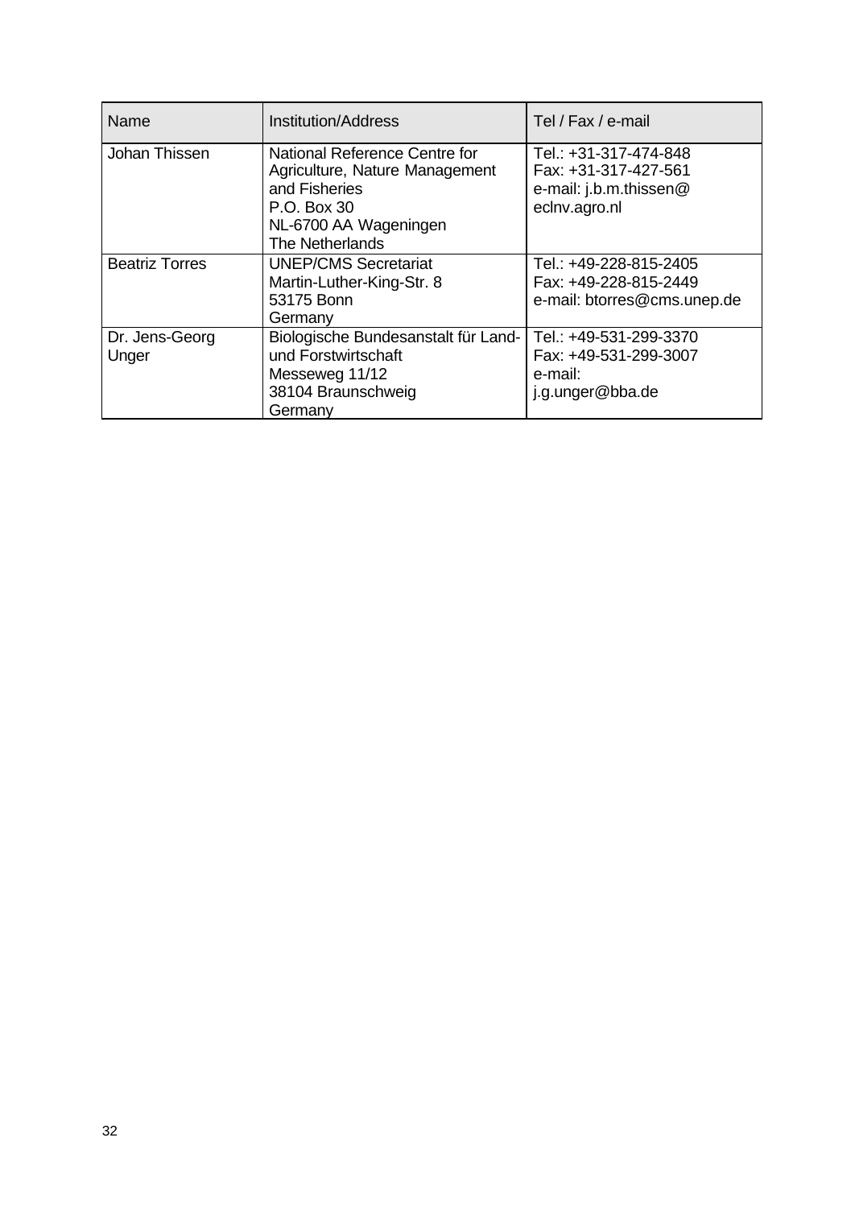| Name | Institution/Address | Tel / Fax / e-mail |
|---|---|---|
| Johan Thissen | National Reference Centre for Agriculture, Nature Management and Fisheries<br>P.O. Box 30<br>NL-6700 AA Wageningen<br>The Netherlands | Tel.: +31-317-474-848<br>Fax: +31-317-427-561<br>e-mail: j.b.m.thissen@eclnv.agro.nl |
| Beatriz Torres | UNEP/CMS Secretariat<br>Martin-Luther-King-Str. 8<br>53175 Bonn<br>Germany | Tel.: +49-228-815-2405<br>Fax: +49-228-815-2449<br>e-mail: btorres@cms.unep.de |
| Dr. Jens-Georg Unger | Biologische Bundesanstalt für Land- und Forstwirtschaft<br>Messeweg 11/12<br>38104 Braunschweig<br>Germany | Tel.: +49-531-299-3370<br>Fax: +49-531-299-3007<br>e-mail: j.g.unger@bba.de |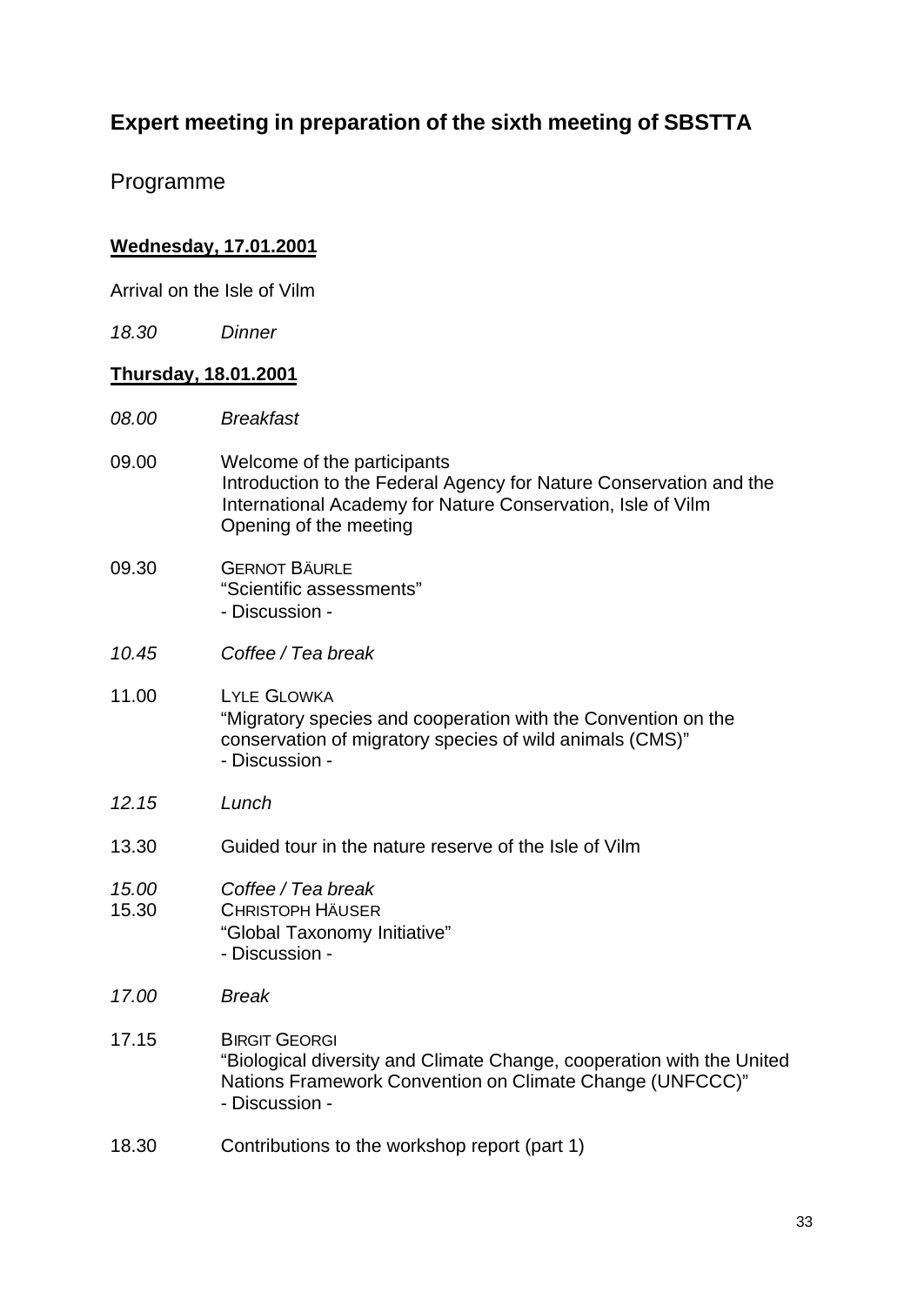# Expert meeting in preparation of the sixth meeting of SBSTTA

## Programme

**Wednesday, 17.01.2001**

Arrival on the Isle of Vilm

*18.30* *Dinner*

**Thursday, 18.01.2001**

*08.00* *Breakfast*

09.00 Welcome of the participants
Introduction to the Federal Agency for Nature Conservation and the International Academy for Nature Conservation, Isle of Vilm
Opening of the meeting

09.30 GERNOT BÄURLE
"Scientific assessments"
- Discussion -

*10.45* *Coffee / Tea break*

11.00 LYLE GLOWKA
"Migratory species and cooperation with the Convention on the conservation of migratory species of wild animals (CMS)"
- Discussion -

*12.15* *Lunch*

13.30 Guided tour in the nature reserve of the Isle of Vilm

*15.00* *Coffee / Tea break*

15.30 CHRISTOPH HÄUSER
"Global Taxonomy Initiative"
- Discussion -

*17.00* *Break*

17.15 BIRGIT GEORGI
"Biological diversity and Climate Change, cooperation with the United Nations Framework Convention on Climate Change (UNFCCC)"
- Discussion -

18.30 Contributions to the workshop report (part 1)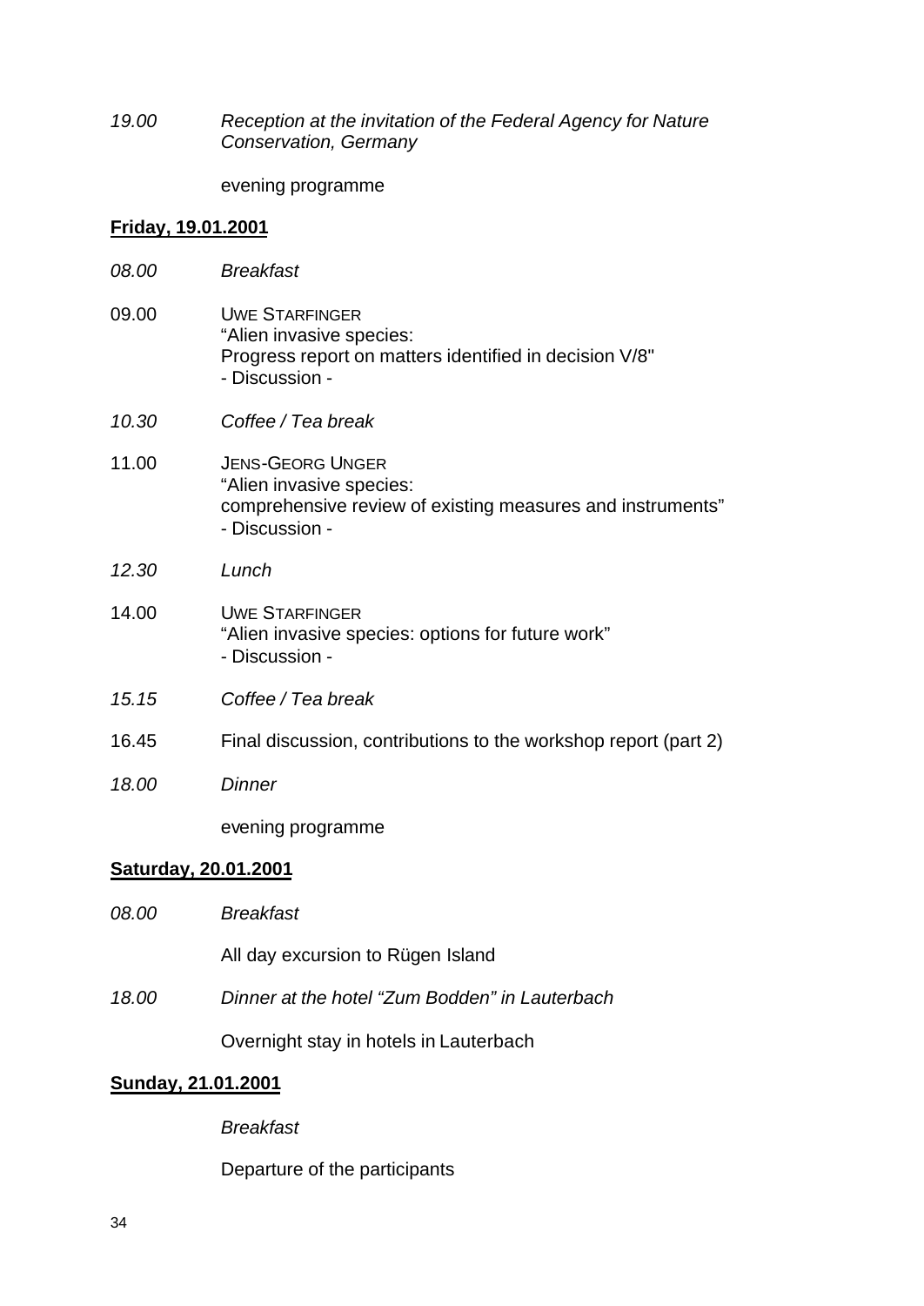*19.00* *Reception at the invitation of the Federal Agency for Nature Conservation, Germany*

evening programme

**Friday, 19.01.2001**

*08.00* *Breakfast*

09.00 UWE STARFINGER
"Alien invasive species:
Progress report on matters identified in decision V/8"
- Discussion -

*10.30* *Coffee / Tea break*

11.00 JENS-GEORG UNGER
"Alien invasive species:
comprehensive review of existing measures and instruments"
- Discussion -

*12.30* *Lunch*

14.00 UWE STARFINGER
"Alien invasive species: options for future work"
- Discussion -

*15.15* *Coffee / Tea break*

16.45 Final discussion, contributions to the workshop report (part 2)

*18.00* *Dinner*

evening programme

**Saturday, 20.01.2001**

*08.00* *Breakfast*

All day excursion to Rügen Island

*18.00* *Dinner at the hotel "Zum Bodden" in Lauterbach*

Overnight stay in hotels in Lauterbach

**Sunday, 21.01.2001**

*Breakfast*

Departure of the participants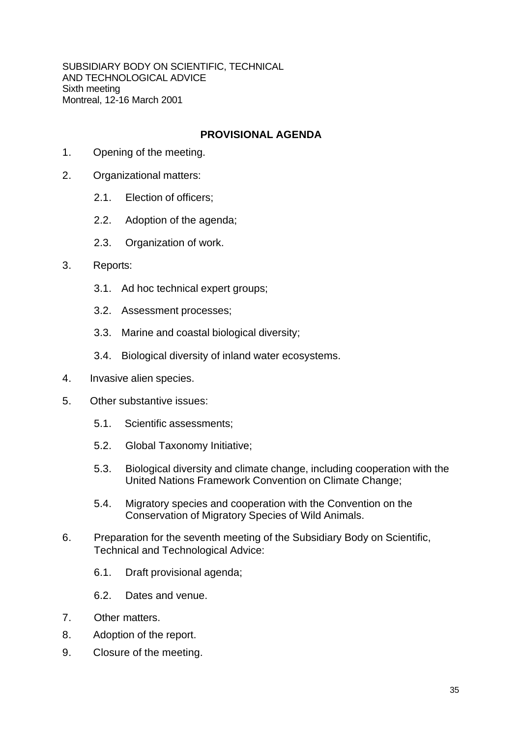SUBSIDIARY BODY ON SCIENTIFIC, TECHNICAL
AND TECHNOLOGICAL ADVICE
Sixth meeting
Montreal, 12-16 March 2001

## PROVISIONAL AGENDA

1. Opening of the meeting.

2. Organizational matters:

   2.1. Election of officers;

   2.2. Adoption of the agenda;

   2.3. Organization of work.

3. Reports:

   3.1. Ad hoc technical expert groups;

   3.2. Assessment processes;

   3.3. Marine and coastal biological diversity;

   3.4. Biological diversity of inland water ecosystems.

4. Invasive alien species.

5. Other substantive issues:

   5.1. Scientific assessments;

   5.2. Global Taxonomy Initiative;

   5.3. Biological diversity and climate change, including cooperation with the United Nations Framework Convention on Climate Change;

   5.4. Migratory species and cooperation with the Convention on the Conservation of Migratory Species of Wild Animals.

6. Preparation for the seventh meeting of the Subsidiary Body on Scientific, Technical and Technological Advice:

   6.1. Draft provisional agenda;

   6.2. Dates and venue.

7. Other matters.

8. Adoption of the report.

9. Closure of the meeting.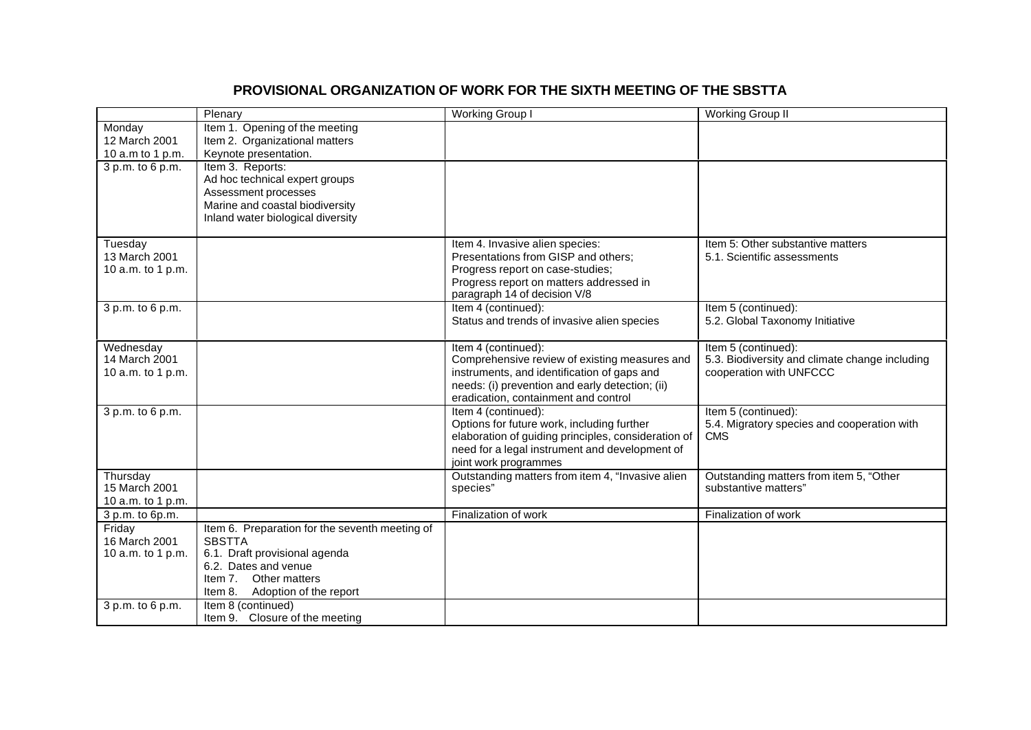## PROVISIONAL ORGANIZATION OF WORK FOR THE SIXTH MEETING OF THE SBSTTA

| | Plenary | Working Group I | Working Group II |
|---|---|---|---|
| Monday<br>12 March 2001<br>10 a.m to 1 p.m. | Item 1. Opening of the meeting<br>Item 2. Organizational matters<br>Keynote presentation. | | |
| 3 p.m. to 6 p.m. | Item 3. Reports:<br>Ad hoc technical expert groups<br>Assessment processes<br>Marine and coastal biodiversity<br>Inland water biological diversity | | |
| Tuesday<br>13 March 2001<br>10 a.m. to 1 p.m. | | Item 4. Invasive alien species:<br>Presentations from GISP and others;<br>Progress report on case-studies;<br>Progress report on matters addressed in paragraph 14 of decision V/8 | Item 5: Other substantive matters<br>5.1. Scientific assessments |
| 3 p.m. to 6 p.m. | | Item 4 (continued):<br>Status and trends of invasive alien species | Item 5 (continued):<br>5.2. Global Taxonomy Initiative |
| Wednesday<br>14 March 2001<br>10 a.m. to 1 p.m. | | Item 4 (continued):<br>Comprehensive review of existing measures and instruments, and identification of gaps and needs: (i) prevention and early detection; (ii) eradication, containment and control | Item 5 (continued):<br>5.3. Biodiversity and climate change including cooperation with UNFCCC |
| 3 p.m. to 6 p.m. | | Item 4 (continued):<br>Options for future work, including further elaboration of guiding principles, consideration of need for a legal instrument and development of joint work programmes | Item 5 (continued):<br>5.4. Migratory species and cooperation with CMS |
| Thursday<br>15 March 2001<br>10 a.m. to 1 p.m. | | Outstanding matters from item 4, "Invasive alien species" | Outstanding matters from item 5, "Other substantive matters" |
| 3 p.m. to 6p.m. | | Finalization of work | Finalization of work |
| Friday<br>16 March 2001<br>10 a.m. to 1 p.m. | Item 6. Preparation for the seventh meeting of SBSTTA<br>6.1. Draft provisional agenda<br>6.2. Dates and venue<br>Item 7. Other matters<br>Item 8. Adoption of the report | | |
| 3 p.m. to 6 p.m. | Item 8 (continued)<br>Item 9. Closure of the meeting | | |